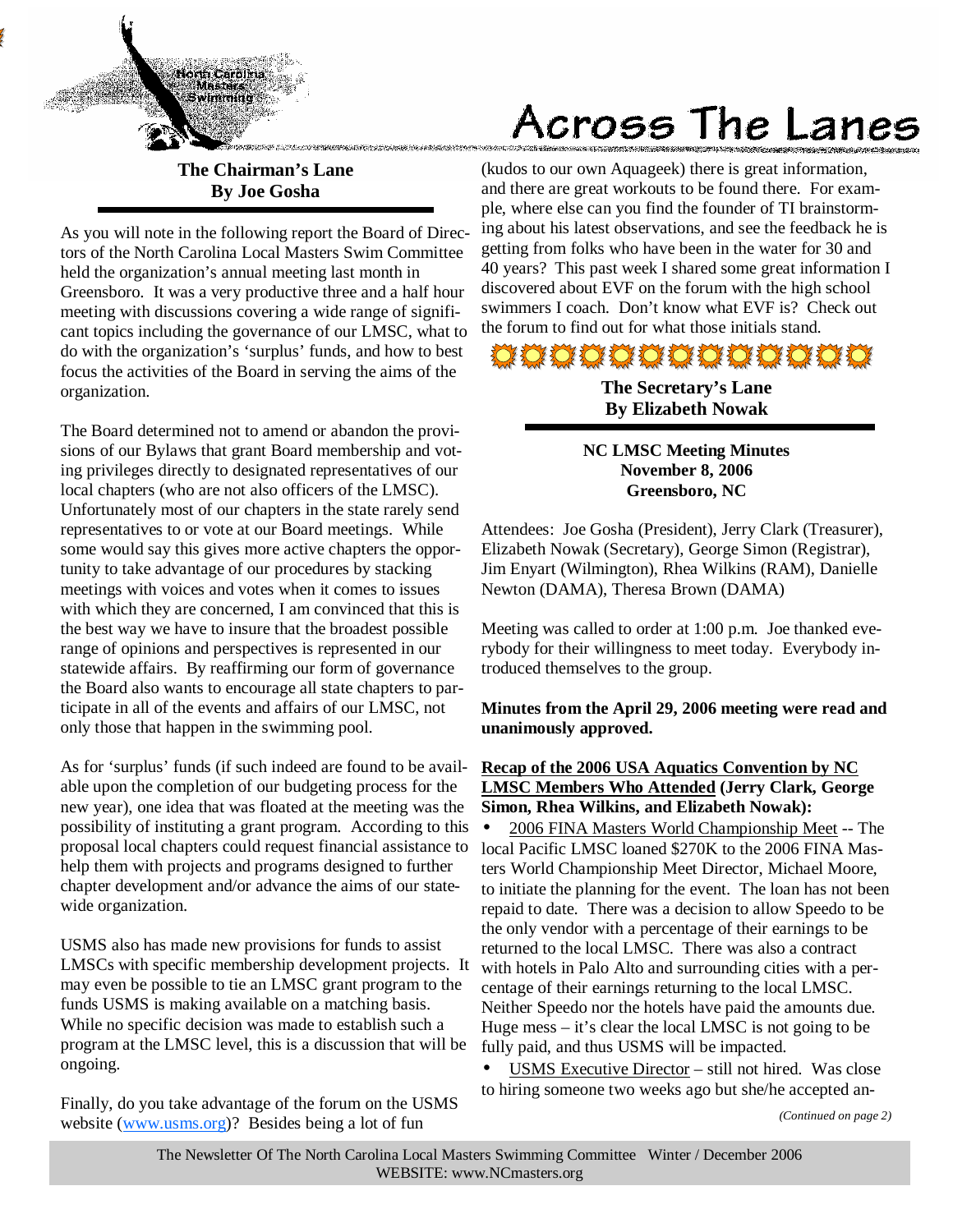# Across The Lanes

## The Chairman's Lane
**By Joe Gosha**

As you will note in the following report the Board of Directors of the North Carolina Local Masters Swim Committee held the organization's annual meeting last month in Greensboro. It was a very productive three and a half hour meeting with discussions covering a wide range of significant topics including the governance of our LMSC, what to do with the organization's 'surplus' funds, and how to best focus the activities of the Board in serving the aims of the organization.

The Board determined not to amend or abandon the provisions of our Bylaws that grant Board membership and voting privileges directly to designated representatives of our local chapters (who are not also officers of the LMSC). Unfortunately most of our chapters in the state rarely send representatives to or vote at our Board meetings. While some would say this gives more active chapters the opportunity to take advantage of our procedures by stacking meetings with voices and votes when it comes to issues with which they are concerned, I am convinced that this is the best way we have to insure that the broadest possible range of opinions and perspectives is represented in our statewide affairs. By reaffirming our form of governance the Board also wants to encourage all state chapters to participate in all of the events and affairs of our LMSC, not only those that happen in the swimming pool.

As for 'surplus' funds (if such indeed are found to be available upon the completion of our budgeting process for the new year), one idea that was floated at the meeting was the possibility of instituting a grant program. According to this proposal local chapters could request financial assistance to help them with projects and programs designed to further chapter development and/or advance the aims of our statewide organization.

USMS also has made new provisions for funds to assist LMSCs with specific membership development projects. It may even be possible to tie an LMSC grant program to the funds USMS is making available on a matching basis. While no specific decision was made to establish such a program at the LMSC level, this is a discussion that will be ongoing.

Finally, do you take advantage of the forum on the USMS website (www.usms.org)? Besides being a lot of fun (kudos to our own Aquageek) there is great information, and there are great workouts to be found there. For example, where else can you find the founder of TI brainstorming about his latest observations, and see the feedback he is getting from folks who have been in the water for 30 and 40 years? This past week I shared some great information I discovered about EVF on the forum with the high school swimmers I coach. Don't know what EVF is? Check out the forum to find out for what those initials stand.

## The Secretary's Lane
**By Elizabeth Nowak**

**NC LMSC Meeting Minutes**
**November 8, 2006**
**Greensboro, NC**

Attendees: Joe Gosha (President), Jerry Clark (Treasurer), Elizabeth Nowak (Secretary), George Simon (Registrar), Jim Enyart (Wilmington), Rhea Wilkins (RAM), Danielle Newton (DAMA), Theresa Brown (DAMA)

Meeting was called to order at 1:00 p.m. Joe thanked everybody for their willingness to meet today. Everybody introduced themselves to the group.

**Minutes from the April 29, 2006 meeting were read and unanimously approved.**

**Recap of the 2006 USA Aquatics Convention by NC LMSC Members Who Attended (Jerry Clark, George Simon, Rhea Wilkins, and Elizabeth Nowak):**

- 2006 FINA Masters World Championship Meet -- The local Pacific LMSC loaned $270K to the 2006 FINA Masters World Championship Meet Director, Michael Moore, to initiate the planning for the event. The loan has not been repaid to date. There was a decision to allow Speedo to be the only vendor with a percentage of their earnings to be returned to the local LMSC. There was also a contract with hotels in Palo Alto and surrounding cities with a percentage of their earnings returning to the local LMSC. Neither Speedo nor the hotels have paid the amounts due. Huge mess – it's clear the local LMSC is not going to be fully paid, and thus USMS will be impacted.
- USMS Executive Director – still not hired. Was close to hiring someone two weeks ago but she/he accepted an-

*(Continued on page 2)*

The Newsletter Of The North Carolina Local Masters Swimming Committee Winter / December 2006
WEBSITE: www.NCmasters.org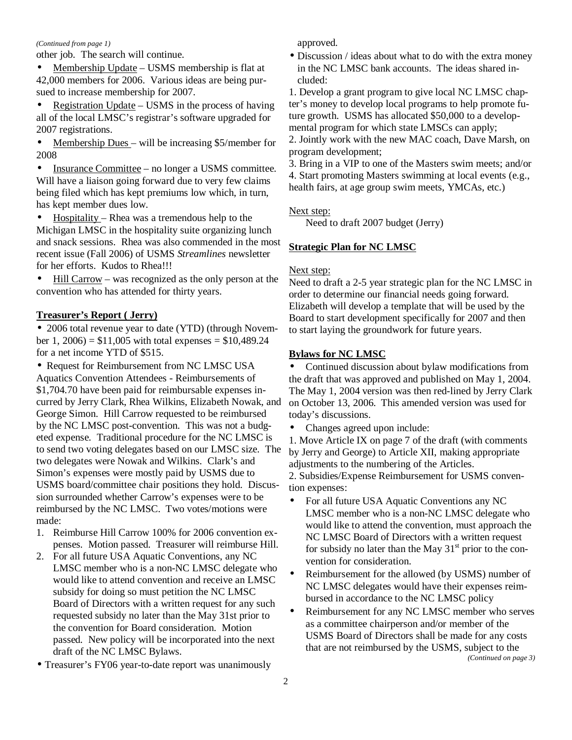*(Continued from page 1)*

other job. The search will continue.

- Membership Update – USMS membership is flat at 42,000 members for 2006. Various ideas are being pursued to increase membership for 2007.
- Registration Update – USMS in the process of having all of the local LMSC's registrar's software upgraded for 2007 registrations.
- Membership Dues – will be increasing $5/member for 2008
- Insurance Committee – no longer a USMS committee. Will have a liaison going forward due to very few claims being filed which has kept premiums low which, in turn, has kept member dues low.
- Hospitality – Rhea was a tremendous help to the Michigan LMSC in the hospitality suite organizing lunch and snack sessions. Rhea was also commended in the most recent issue (Fall 2006) of USMS *Streamlines* newsletter for her efforts. Kudos to Rhea!!!
- Hill Carrow – was recognized as the only person at the convention who has attended for thirty years.

**Treasurer's Report ( Jerry)**

- 2006 total revenue year to date (YTD) (through November 1, 2006) = $11,005 with total expenses = $10,489.24 for a net income YTD of $515.
- Request for Reimbursement from NC LMSC USA Aquatics Convention Attendees - Reimbursements of $1,704.70 have been paid for reimbursable expenses incurred by Jerry Clark, Rhea Wilkins, Elizabeth Nowak, and George Simon. Hill Carrow requested to be reimbursed by the NC LMSC post-convention. This was not a budgeted expense. Traditional procedure for the NC LMSC is to send two voting delegates based on our LMSC size. The two delegates were Nowak and Wilkins. Clark's and Simon's expenses were mostly paid by USMS due to USMS board/committee chair positions they hold. Discussion surrounded whether Carrow's expenses were to be reimbursed by the NC LMSC. Two votes/motions were made:

1. Reimburse Hill Carrow 100% for 2006 convention expenses. Motion passed. Treasurer will reimburse Hill.
2. For all future USA Aquatic Conventions, any NC LMSC member who is a non-NC LMSC delegate who would like to attend convention and receive an LMSC subsidy for doing so must petition the NC LMSC Board of Directors with a written request for any such requested subsidy no later than the May 31st prior to the convention for Board consideration. Motion passed. New policy will be incorporated into the next draft of the NC LMSC Bylaws.

- Treasurer's FY06 year-to-date report was unanimously approved.
- Discussion / ideas about what to do with the extra money in the NC LMSC bank accounts. The ideas shared included:

1. Develop a grant program to give local NC LMSC chapter's money to develop local programs to help promote future growth. USMS has allocated $50,000 to a developmental program for which state LMSCs can apply;
2. Jointly work with the new MAC coach, Dave Marsh, on program development;
3. Bring in a VIP to one of the Masters swim meets; and/or
4. Start promoting Masters swimming at local events (e.g., health fairs, at age group swim meets, YMCAs, etc.)

Next step:

Need to draft 2007 budget (Jerry)

**Strategic Plan for NC LMSC**

Next step:

Need to draft a 2-5 year strategic plan for the NC LMSC in order to determine our financial needs going forward. Elizabeth will develop a template that will be used by the Board to start development specifically for 2007 and then to start laying the groundwork for future years.

**Bylaws for NC LMSC**

- Continued discussion about bylaw modifications from the draft that was approved and published on May 1, 2004. The May 1, 2004 version was then red-lined by Jerry Clark on October 13, 2006. This amended version was used for today's discussions.
- Changes agreed upon include:

1. Move Article IX on page 7 of the draft (with comments by Jerry and George) to Article XII, making appropriate adjustments to the numbering of the Articles.
2. Subsidies/Expense Reimbursement for USMS convention expenses:

- For all future USA Aquatic Conventions any NC LMSC member who is a non-NC LMSC delegate who would like to attend the convention, must approach the NC LMSC Board of Directors with a written request for subsidy no later than the May 31st prior to the convention for consideration.
- Reimbursement for the allowed (by USMS) number of NC LMSC delegates would have their expenses reimbursed in accordance to the NC LMSC policy
- Reimbursement for any NC LMSC member who serves as a committee chairperson and/or member of the USMS Board of Directors shall be made for any costs that are not reimbursed by the USMS, subject to the

*(Continued on page 3)*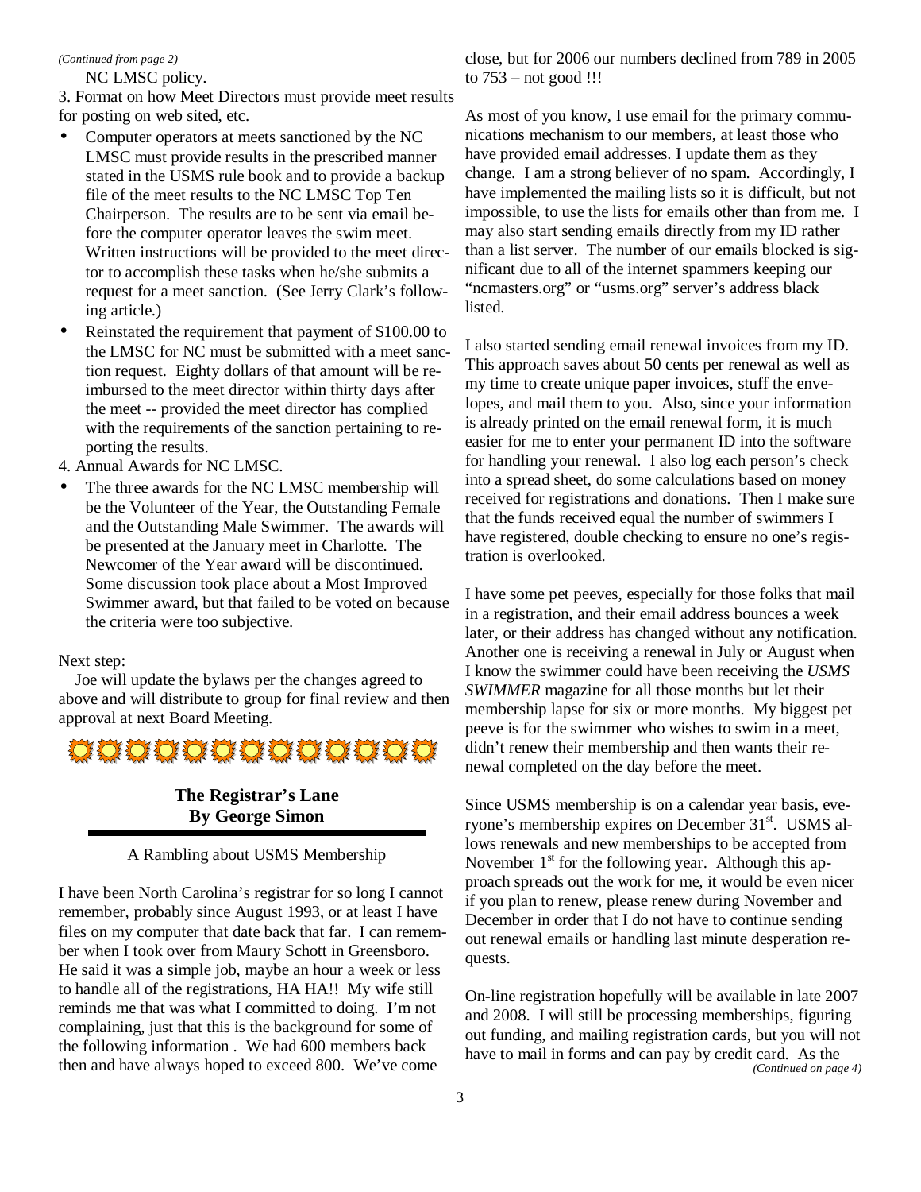*(Continued from page 2)*

NC LMSC policy.

3. Format on how Meet Directors must provide meet results for posting on web sited, etc.

- Computer operators at meets sanctioned by the NC LMSC must provide results in the prescribed manner stated in the USMS rule book and to provide a backup file of the meet results to the NC LMSC Top Ten Chairperson. The results are to be sent via email before the computer operator leaves the swim meet. Written instructions will be provided to the meet director to accomplish these tasks when he/she submits a request for a meet sanction. (See Jerry Clark's following article.)
- Reinstated the requirement that payment of $100.00 to the LMSC for NC must be submitted with a meet sanction request. Eighty dollars of that amount will be reimbursed to the meet director within thirty days after the meet -- provided the meet director has complied with the requirements of the sanction pertaining to reporting the results.

4. Annual Awards for NC LMSC.

- The three awards for the NC LMSC membership will be the Volunteer of the Year, the Outstanding Female and the Outstanding Male Swimmer. The awards will be presented at the January meet in Charlotte. The Newcomer of the Year award will be discontinued. Some discussion took place about a Most Improved Swimmer award, but that failed to be voted on because the criteria were too subjective.

Next step:

Joe will update the bylaws per the changes agreed to above and will distribute to group for final review and then approval at next Board Meeting.

## The Registrar's Lane
## By George Simon

A Rambling about USMS Membership

I have been North Carolina's registrar for so long I cannot remember, probably since August 1993, or at least I have files on my computer that date back that far. I can remember when I took over from Maury Schott in Greensboro. He said it was a simple job, maybe an hour a week or less to handle all of the registrations, HA HA!! My wife still reminds me that was what I committed to doing. I'm not complaining, just that this is the background for some of the following information . We had 600 members back then and have always hoped to exceed 800. We've come close, but for 2006 our numbers declined from 789 in 2005 to 753 – not good !!!

As most of you know, I use email for the primary communications mechanism to our members, at least those who have provided email addresses. I update them as they change. I am a strong believer of no spam. Accordingly, I have implemented the mailing lists so it is difficult, but not impossible, to use the lists for emails other than from me. I may also start sending emails directly from my ID rather than a list server. The number of our emails blocked is significant due to all of the internet spammers keeping our "ncmasters.org" or "usms.org" server's address black listed.

I also started sending email renewal invoices from my ID. This approach saves about 50 cents per renewal as well as my time to create unique paper invoices, stuff the envelopes, and mail them to you. Also, since your information is already printed on the email renewal form, it is much easier for me to enter your permanent ID into the software for handling your renewal. I also log each person's check into a spread sheet, do some calculations based on money received for registrations and donations. Then I make sure that the funds received equal the number of swimmers I have registered, double checking to ensure no one's registration is overlooked.

I have some pet peeves, especially for those folks that mail in a registration, and their email address bounces a week later, or their address has changed without any notification. Another one is receiving a renewal in July or August when I know the swimmer could have been receiving the *USMS SWIMMER* magazine for all those months but let their membership lapse for six or more months. My biggest pet peeve is for the swimmer who wishes to swim in a meet, didn't renew their membership and then wants their renewal completed on the day before the meet.

Since USMS membership is on a calendar year basis, everyone's membership expires on December 31st. USMS allows renewals and new memberships to be accepted from November 1st for the following year. Although this approach spreads out the work for me, it would be even nicer if you plan to renew, please renew during November and December in order that I do not have to continue sending out renewal emails or handling last minute desperation requests.

On-line registration hopefully will be available in late 2007 and 2008. I will still be processing memberships, figuring out funding, and mailing registration cards, but you will not have to mail in forms and can pay by credit card. As the

*(Continued on page 4)*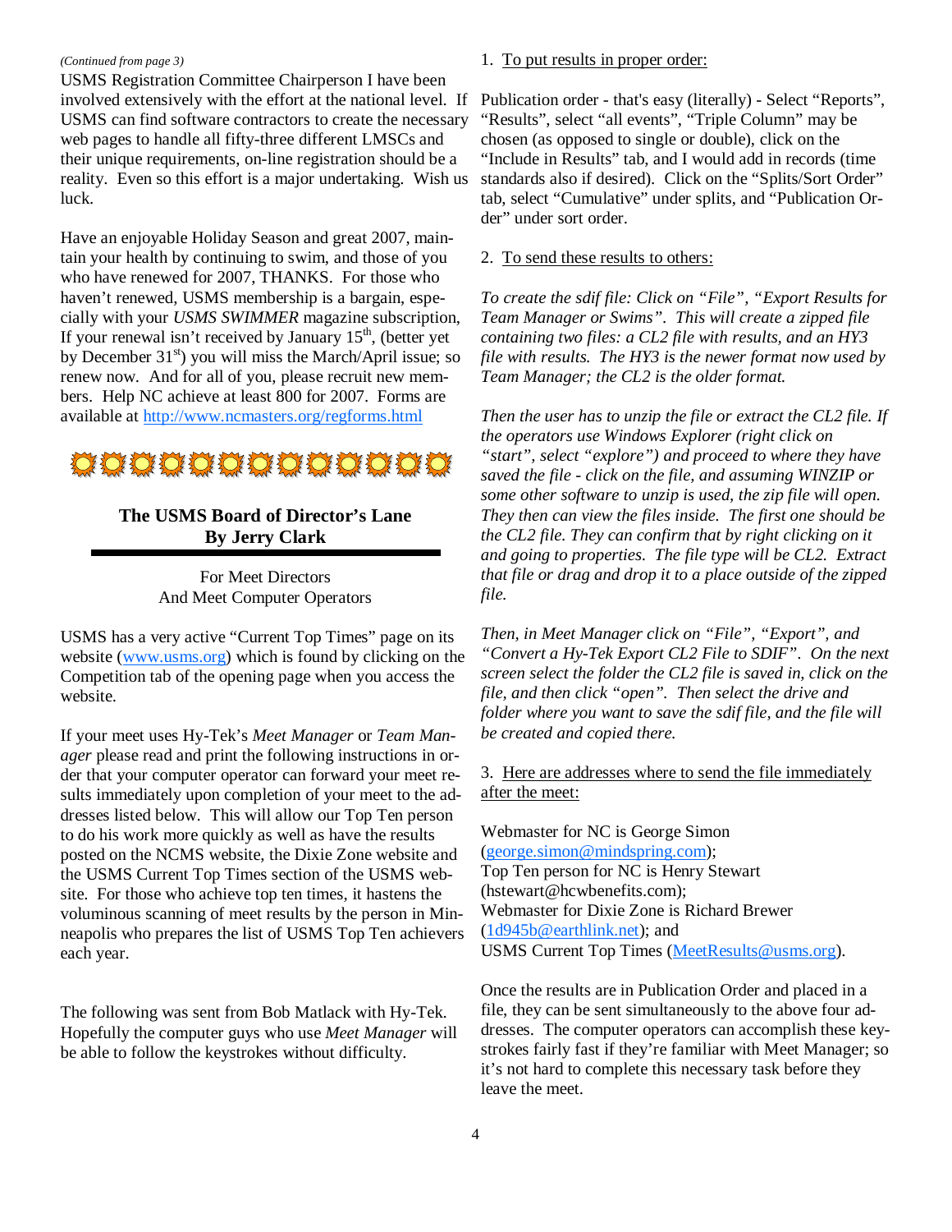*(Continued from page 3)*

USMS Registration Committee Chairperson I have been involved extensively with the effort at the national level. If USMS can find software contractors to create the necessary web pages to handle all fifty-three different LMSCs and their unique requirements, on-line registration should be a reality. Even so this effort is a major undertaking. Wish us luck.

Have an enjoyable Holiday Season and great 2007, maintain your health by continuing to swim, and those of you who have renewed for 2007, THANKS. For those who haven't renewed, USMS membership is a bargain, especially with your *USMS SWIMMER* magazine subscription, If your renewal isn't received by January 15th, (better yet by December 31st) you will miss the March/April issue; so renew now. And for all of you, please recruit new members. Help NC achieve at least 800 for 2007. Forms are available at http://www.ncmasters.org/regforms.html

## The USMS Board of Director's Lane
### By Jerry Clark

For Meet Directors
And Meet Computer Operators

USMS has a very active "Current Top Times" page on its website (www.usms.org) which is found by clicking on the Competition tab of the opening page when you access the website.

If your meet uses Hy-Tek's *Meet Manager* or *Team Manager* please read and print the following instructions in order that your computer operator can forward your meet results immediately upon completion of your meet to the addresses listed below. This will allow our Top Ten person to do his work more quickly as well as have the results posted on the NCMS website, the Dixie Zone website and the USMS Current Top Times section of the USMS website. For those who achieve top ten times, it hastens the voluminous scanning of meet results by the person in Minneapolis who prepares the list of USMS Top Ten achievers each year.

The following was sent from Bob Matlack with Hy-Tek. Hopefully the computer guys who use *Meet Manager* will be able to follow the keystrokes without difficulty.

1. To put results in proper order:

Publication order - that's easy (literally) - Select "Reports", "Results", select "all events", "Triple Column" may be chosen (as opposed to single or double), click on the "Include in Results" tab, and I would add in records (time standards also if desired). Click on the "Splits/Sort Order" tab, select "Cumulative" under splits, and "Publication Order" under sort order.

2. To send these results to others:

*To create the sdif file: Click on "File", "Export Results for Team Manager or Swims". This will create a zipped file containing two files: a CL2 file with results, and an HY3 file with results. The HY3 is the newer format now used by Team Manager; the CL2 is the older format.*

*Then the user has to unzip the file or extract the CL2 file. If the operators use Windows Explorer (right click on "start", select "explore") and proceed to where they have saved the file - click on the file, and assuming WINZIP or some other software to unzip is used, the zip file will open. They then can view the files inside. The first one should be the CL2 file. They can confirm that by right clicking on it and going to properties. The file type will be CL2. Extract that file or drag and drop it to a place outside of the zipped file.*

*Then, in Meet Manager click on "File", "Export", and "Convert a Hy-Tek Export CL2 File to SDIF". On the next screen select the folder the CL2 file is saved in, click on the file, and then click "open". Then select the drive and folder where you want to save the sdif file, and the file will be created and copied there.*

3. Here are addresses where to send the file immediately after the meet:

Webmaster for NC is George Simon (george.simon@mindspring.com);
Top Ten person for NC is Henry Stewart (hstewart@hcwbenefits.com);
Webmaster for Dixie Zone is Richard Brewer (1d945b@earthlink.net); and
USMS Current Top Times (MeetResults@usms.org).

Once the results are in Publication Order and placed in a file, they can be sent simultaneously to the above four addresses. The computer operators can accomplish these keystrokes fairly fast if they're familiar with Meet Manager; so it's not hard to complete this necessary task before they leave the meet.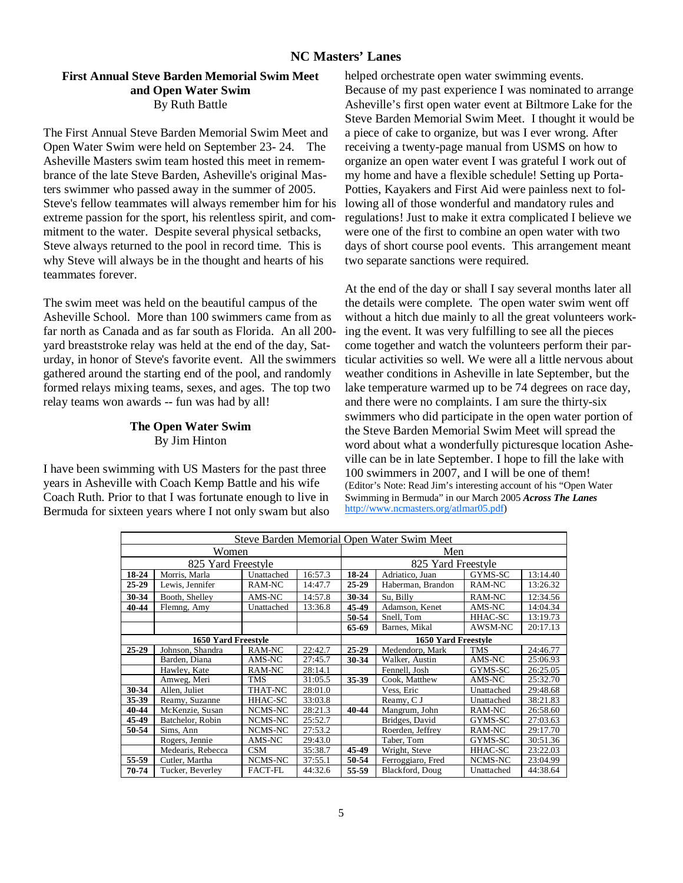## NC Masters' Lanes

### First Annual Steve Barden Memorial Swim Meet and Open Water Swim

By Ruth Battle

The First Annual Steve Barden Memorial Swim Meet and Open Water Swim were held on September 23- 24. The Asheville Masters swim team hosted this meet in remembrance of the late Steve Barden, Asheville's original Masters swimmer who passed away in the summer of 2005. Steve's fellow teammates will always remember him for his extreme passion for the sport, his relentless spirit, and commitment to the water. Despite several physical setbacks, Steve always returned to the pool in record time. This is why Steve will always be in the thought and hearts of his teammates forever.

The swim meet was held on the beautiful campus of the Asheville School. More than 100 swimmers came from as far north as Canada and as far south as Florida. An all 200-yard breaststroke relay was held at the end of the day, Saturday, in honor of Steve's favorite event. All the swimmers gathered around the starting end of the pool, and randomly formed relays mixing teams, sexes, and ages. The top two relay teams won awards -- fun was had by all!

### The Open Water Swim

By Jim Hinton

I have been swimming with US Masters for the past three years in Asheville with Coach Kemp Battle and his wife Coach Ruth. Prior to that I was fortunate enough to live in Bermuda for sixteen years where I not only swam but also helped orchestrate open water swimming events. Because of my past experience I was nominated to arrange Asheville's first open water event at Biltmore Lake for the Steve Barden Memorial Swim Meet. I thought it would be a piece of cake to organize, but was I ever wrong. After receiving a twenty-page manual from USMS on how to organize an open water event I was grateful I work out of my home and have a flexible schedule! Setting up Porta-Potties, Kayakers and First Aid were painless next to following all of those wonderful and mandatory rules and regulations! Just to make it extra complicated I believe we were one of the first to combine an open water with two days of short course pool events. This arrangement meant two separate sanctions were required.

At the end of the day or shall I say several months later all the details were complete. The open water swim went off without a hitch due mainly to all the great volunteers working the event. It was very fulfilling to see all the pieces come together and watch the volunteers perform their particular activities so well. We were all a little nervous about weather conditions in Asheville in late September, but the lake temperature warmed up to be 74 degrees on race day, and there were no complaints. I am sure the thirty-six swimmers who did participate in the open water portion of the Steve Barden Memorial Swim Meet will spread the word about what a wonderfully picturesque location Asheville can be in late September. I hope to fill the lake with 100 swimmers in 2007, and I will be one of them!

(Editor's Note: Read Jim's interesting account of his "Open Water Swimming in Bermuda" in our March 2005 ***Across The Lanes*** http://www.ncmasters.org/atlmar05.pdf)

| Steve Barden Memorial Open Water Swim Meet | | | | | | | |
|---|---|---|---|---|---|---|---|
| Women | | | | Men | | | |
| 825 Yard Freestyle | | | | 825 Yard Freestyle | | | |
| **18-24** | Morris, Marla | Unattached | 16:57.3 | **18-24** | Adriatico, Juan | GYMS-SC | 13:14.40 |
| **25-29** | Lewis, Jennifer | RAM-NC | 14:47.7 | **25-29** | Haberman, Brandon | RAM-NC | 13:26.32 |
| **30-34** | Booth, Shelley | AMS-NC | 14:57.8 | **30-34** | Su, Billy | RAM-NC | 12:34.56 |
| **40-44** | Flemng, Amy | Unattached | 13:36.8 | **45-49** | Adamson, Kenet | AMS-NC | 14:04.34 |
| | | | | **50-54** | Snell, Tom | HHAC-SC | 13:19.73 |
| | | | | **65-69** | Barnes, Mikal | AWSM-NC | 20:17.13 |
| **1650 Yard Freestyle** | | | | **1650 Yard Freestyle** | | | |
| **25-29** | Johnson, Shandra | RAM-NC | 22:42.7 | **25-29** | Medendorp, Mark | TMS | 24:46.77 |
| | Barden, Diana | AMS-NC | 27:45.7 | **30-34** | Walker, Austin | AMS-NC | 25:06.93 |
| | Hawley, Kate | RAM-NC | 28:14.1 | | Fennell, Josh | GYMS-SC | 26:25.05 |
| | Amweg, Meri | TMS | 31:05.5 | **35-39** | Cook, Matthew | AMS-NC | 25:32.70 |
| **30-34** | Allen, Juliet | THAT-NC | 28:01.0 | | Vess, Eric | Unattached | 29:48.68 |
| **35-39** | Reamy, Suzanne | HHAC-SC | 33:03.8 | | Reamy, C J | Unattached | 38:21.83 |
| **40-44** | McKenzie, Susan | NCMS-NC | 28:21.3 | **40-44** | Mangrum, John | RAM-NC | 26:58.60 |
| **45-49** | Batchelor, Robin | NCMS-NC | 25:52.7 | | Bridges, David | GYMS-SC | 27:03.63 |
| **50-54** | Sims, Ann | NCMS-NC | 27:53.2 | | Roerden, Jeffrey | RAM-NC | 29:17.70 |
| | Rogers, Jennie | AMS-NC | 29:43.0 | | Taber, Tom | GYMS-SC | 30:51.36 |
| | Medearis, Rebecca | CSM | 35:38.7 | **45-49** | Wright, Steve | HHAC-SC | 23:22.03 |
| **55-59** | Cutler, Martha | NCMS-NC | 37:55.1 | **50-54** | Ferroggiaro, Fred | NCMS-NC | 23:04.99 |
| **70-74** | Tucker, Beverley | FACT-FL | 44:32.6 | **55-59** | Blackford, Doug | Unattached | 44:38.64 |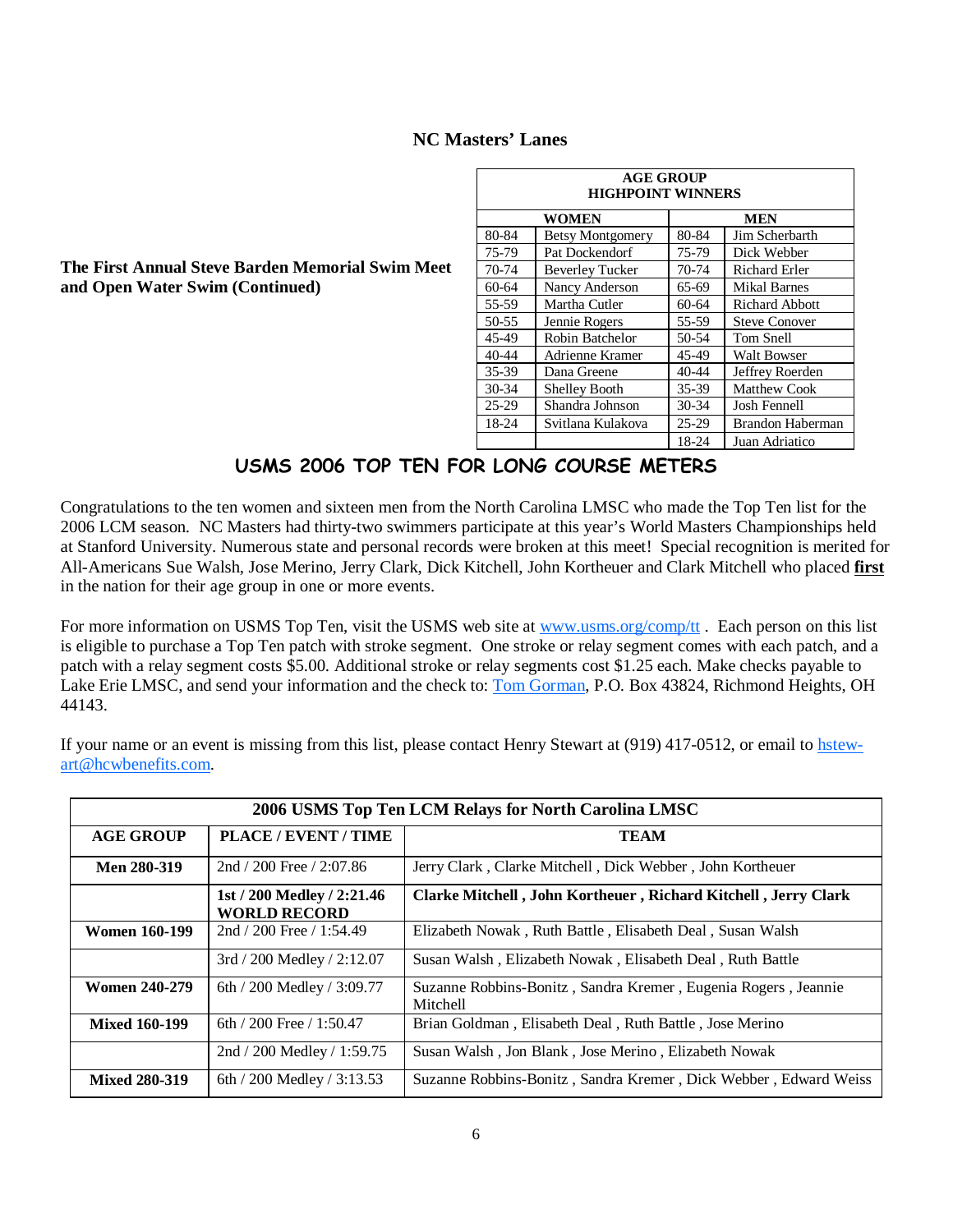## NC Masters' Lanes

**The First Annual Steve Barden Memorial Swim Meet and Open Water Swim (Continued)**

| AGE GROUP HIGHPOINT WINNERS | | | |
|---|---|---|---|
| WOMEN | | MEN | |
| 80-84 | Betsy Montgomery | 80-84 | Jim Scherbarth |
| 75-79 | Pat Dockendorf | 75-79 | Dick Webber |
| 70-74 | Beverley Tucker | 70-74 | Richard Erler |
| 60-64 | Nancy Anderson | 65-69 | Mikal Barnes |
| 55-59 | Martha Cutler | 60-64 | Richard Abbott |
| 50-55 | Jennie Rogers | 55-59 | Steve Conover |
| 45-49 | Robin Batchelor | 50-54 | Tom Snell |
| 40-44 | Adrienne Kramer | 45-49 | Walt Bowser |
| 35-39 | Dana Greene | 40-44 | Jeffrey Roerden |
| 30-34 | Shelley Booth | 35-39 | Matthew Cook |
| 25-29 | Shandra Johnson | 30-34 | Josh Fennell |
| 18-24 | Svitlana Kulakova | 25-29 | Brandon Haberman |
| | | 18-24 | Juan Adriatico |

## USMS 2006 TOP TEN FOR LONG COURSE METERS

Congratulations to the ten women and sixteen men from the North Carolina LMSC who made the Top Ten list for the 2006 LCM season. NC Masters had thirty-two swimmers participate at this year's World Masters Championships held at Stanford University. Numerous state and personal records were broken at this meet! Special recognition is merited for All-Americans Sue Walsh, Jose Merino, Jerry Clark, Dick Kitchell, John Kortheuer and Clark Mitchell who placed **first** in the nation for their age group in one or more events.

For more information on USMS Top Ten, visit the USMS web site at www.usms.org/comp/tt . Each person on this list is eligible to purchase a Top Ten patch with stroke segment. One stroke or relay segment comes with each patch, and a patch with a relay segment costs $5.00. Additional stroke or relay segments cost $1.25 each. Make checks payable to Lake Erie LMSC, and send your information and the check to: Tom Gorman, P.O. Box 43824, Richmond Heights, OH 44143.

If your name or an event is missing from this list, please contact Henry Stewart at (919) 417-0512, or email to hstewart@hcwbenefits.com.

| 2006 USMS Top Ten LCM Relays for North Carolina LMSC | | |
|---|---|---|
| **AGE GROUP** | **PLACE / EVENT / TIME** | **TEAM** |
| **Men 280-319** | 2nd / 200 Free / 2:07.86 | Jerry Clark , Clarke Mitchell , Dick Webber , John Kortheuer |
| | **1st / 200 Medley / 2:21.46 WORLD RECORD** | **Clarke Mitchell , John Kortheuer , Richard Kitchell , Jerry Clark** |
| **Women 160-199** | 2nd / 200 Free / 1:54.49 | Elizabeth Nowak , Ruth Battle , Elisabeth Deal , Susan Walsh |
| | 3rd / 200 Medley / 2:12.07 | Susan Walsh , Elizabeth Nowak , Elisabeth Deal , Ruth Battle |
| **Women 240-279** | 6th / 200 Medley / 3:09.77 | Suzanne Robbins-Bonitz , Sandra Kremer , Eugenia Rogers , Jeannie Mitchell |
| **Mixed 160-199** | 6th / 200 Free / 1:50.47 | Brian Goldman , Elisabeth Deal , Ruth Battle , Jose Merino |
| | 2nd / 200 Medley / 1:59.75 | Susan Walsh , Jon Blank , Jose Merino , Elizabeth Nowak |
| **Mixed 280-319** | 6th / 200 Medley / 3:13.53 | Suzanne Robbins-Bonitz , Sandra Kremer , Dick Webber , Edward Weiss |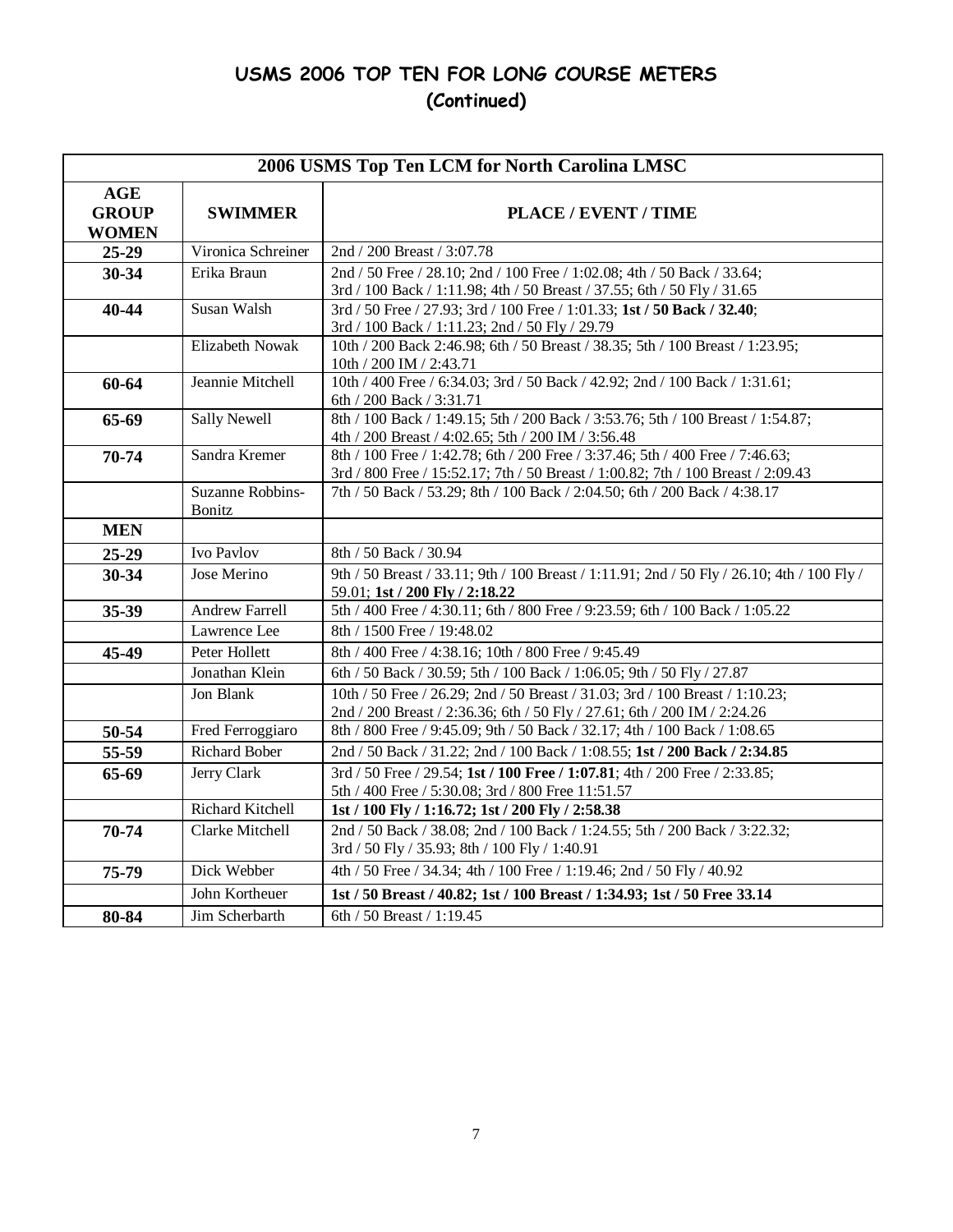# USMS 2006 TOP TEN FOR LONG COURSE METERS
## (Continued)

| 2006 USMS Top Ten LCM for North Carolina LMSC | | |
|---|---|---|
| **AGE GROUP WOMEN** | **SWIMMER** | **PLACE / EVENT / TIME** |
| **25-29** | Vironica Schreiner | 2nd / 200 Breast / 3:07.78 |
| **30-34** | Erika Braun | 2nd / 50 Free / 28.10; 2nd / 100 Free / 1:02.08; 4th / 50 Back / 33.64; 3rd / 100 Back / 1:11.98; 4th / 50 Breast / 37.55; 6th / 50 Fly / 31.65 |
| **40-44** | Susan Walsh | 3rd / 50 Free / 27.93; 3rd / 100 Free / 1:01.33; **1st / 50 Back / 32.40**; 3rd / 100 Back / 1:11.23; 2nd / 50 Fly / 29.79 |
| | Elizabeth Nowak | 10th / 200 Back 2:46.98; 6th / 50 Breast / 38.35; 5th / 100 Breast / 1:23.95; 10th / 200 IM / 2:43.71 |
| **60-64** | Jeannie Mitchell | 10th / 400 Free / 6:34.03; 3rd / 50 Back / 42.92; 2nd / 100 Back / 1:31.61; 6th / 200 Back / 3:31.71 |
| **65-69** | Sally Newell | 8th / 100 Back / 1:49.15; 5th / 200 Back / 3:53.76; 5th / 100 Breast / 1:54.87; 4th / 200 Breast / 4:02.65; 5th / 200 IM / 3:56.48 |
| **70-74** | Sandra Kremer | 8th / 100 Free / 1:42.78; 6th / 200 Free / 3:37.46; 5th / 400 Free / 7:46.63; 3rd / 800 Free / 15:52.17; 7th / 50 Breast / 1:00.82; 7th / 100 Breast / 2:09.43 |
| | Suzanne Robbins-Bonitz | 7th / 50 Back / 53.29; 8th / 100 Back / 2:04.50; 6th / 200 Back / 4:38.17 |
| **MEN** | | |
| **25-29** | Ivo Pavlov | 8th / 50 Back / 30.94 |
| **30-34** | Jose Merino | 9th / 50 Breast / 33.11; 9th / 100 Breast / 1:11.91; 2nd / 50 Fly / 26.10; 4th / 100 Fly / 59.01; **1st / 200 Fly / 2:18.22** |
| **35-39** | Andrew Farrell | 5th / 400 Free / 4:30.11; 6th / 800 Free / 9:23.59; 6th / 100 Back / 1:05.22 |
| | Lawrence Lee | 8th / 1500 Free / 19:48.02 |
| **45-49** | Peter Hollett | 8th / 400 Free / 4:38.16; 10th / 800 Free / 9:45.49 |
| | Jonathan Klein | 6th / 50 Back / 30.59; 5th / 100 Back / 1:06.05; 9th / 50 Fly / 27.87 |
| | Jon Blank | 10th / 50 Free / 26.29; 2nd / 50 Breast / 31.03; 3rd / 100 Breast / 1:10.23; 2nd / 200 Breast / 2:36.36; 6th / 50 Fly / 27.61; 6th / 200 IM / 2:24.26 |
| **50-54** | Fred Ferroggiaro | 8th / 800 Free / 9:45.09; 9th / 50 Back / 32.17; 4th / 100 Back / 1:08.65 |
| **55-59** | Richard Bober | 2nd / 50 Back / 31.22; 2nd / 100 Back / 1:08.55; **1st / 200 Back / 2:34.85** |
| **65-69** | Jerry Clark | 3rd / 50 Free / 29.54; **1st / 100 Free / 1:07.81**; 4th / 200 Free / 2:33.85; 5th / 400 Free / 5:30.08; 3rd / 800 Free 11:51.57 |
| | Richard Kitchell | **1st / 100 Fly / 1:16.72; 1st / 200 Fly / 2:58.38** |
| **70-74** | Clarke Mitchell | 2nd / 50 Back / 38.08; 2nd / 100 Back / 1:24.55; 5th / 200 Back / 3:22.32; 3rd / 50 Fly / 35.93; 8th / 100 Fly / 1:40.91 |
| **75-79** | Dick Webber | 4th / 50 Free / 34.34; 4th / 100 Free / 1:19.46; 2nd / 50 Fly / 40.92 |
| | John Kortheuer | **1st / 50 Breast / 40.82; 1st / 100 Breast / 1:34.93; 1st / 50 Free 33.14** |
| **80-84** | Jim Scherbarth | 6th / 50 Breast / 1:19.45 |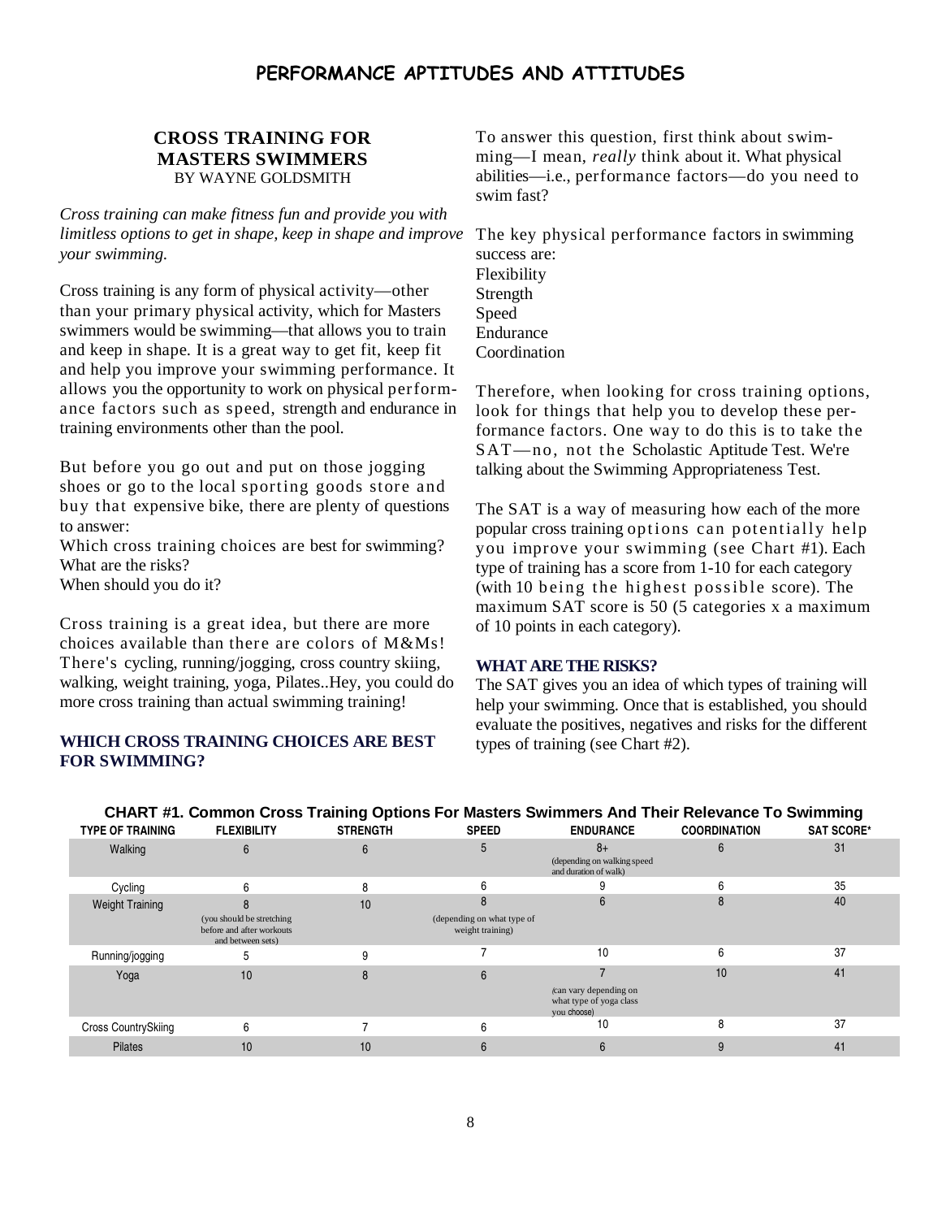## CROSS TRAINING FOR MASTERS SWIMMERS

BY WAYNE GOLDSMITH

*Cross training can make fitness fun and provide you with limitless options to get in shape, keep in shape and improve your swimming.*

Cross training is any form of physical activity—other than your primary physical activity, which for Masters swimmers would be swimming—that allows you to train and keep in shape. It is a great way to get fit, keep fit and help you improve your swimming performance. It allows you the opportunity to work on physical performance factors such as speed, strength and endurance in training environments other than the pool.

But before you go out and put on those jogging shoes or go to the local sporting goods store and buy that expensive bike, there are plenty of questions to answer:

Which cross training choices are best for swimming?
What are the risks?
When should you do it?

Cross training is a great idea, but there are more choices available than there are colors of M&Ms! There's cycling, running/jogging, cross country skiing, walking, weight training, yoga, Pilates..Hey, you could do more cross training than actual swimming training!

### WHICH CROSS TRAINING CHOICES ARE BEST FOR SWIMMING?

To answer this question, first think about swimming—I mean, *really* think about it. What physical abilities—i.e., performance factors—do you need to swim fast?

The key physical performance factors in swimming success are:
Flexibility
Strength
Speed
Endurance
Coordination

Therefore, when looking for cross training options, look for things that help you to develop these performance factors. One way to do this is to take the SAT—no, not the Scholastic Aptitude Test. We're talking about the Swimming Appropriateness Test.

The SAT is a way of measuring how each of the more popular cross training options can potentially help you improve your swimming (see Chart #1). Each type of training has a score from 1-10 for each category (with 10 being the highest possible score). The maximum SAT score is 50 (5 categories x a maximum of 10 points in each category).

### WHAT ARE THE RISKS?

The SAT gives you an idea of which types of training will help your swimming. Once that is established, you should evaluate the positives, negatives and risks for the different types of training (see Chart #2).

**CHART #1. Common Cross Training Options For Masters Swimmers And Their Relevance To Swimming**

| TYPE OF TRAINING | FLEXIBILITY | STRENGTH | SPEED | ENDURANCE | COORDINATION | SAT SCORE* |
|---|---|---|---|---|---|---|
| Walking | 6 | 6 | 5 | 8+ (depending on walking speed and duration of walk) | 6 | 31 |
| Cycling | 6 | 8 | 6 | 9 | 6 | 35 |
| Weight Training | 8 (you should be stretching before and after workouts and between sets) | 10 | 8 (depending on what type of weight training) | 6 | 8 | 40 |
| Running/jogging | 5 | 9 | 7 | 10 | 6 | 37 |
| Yoga | 10 | 8 | 6 | 7 (can vary depending on what type of yoga class you choose) | 10 | 41 |
| Cross CountrySkiing | 6 | 7 | 6 | 10 | 8 | 37 |
| Pilates | 10 | 10 | 6 | 6 | 9 | 41 |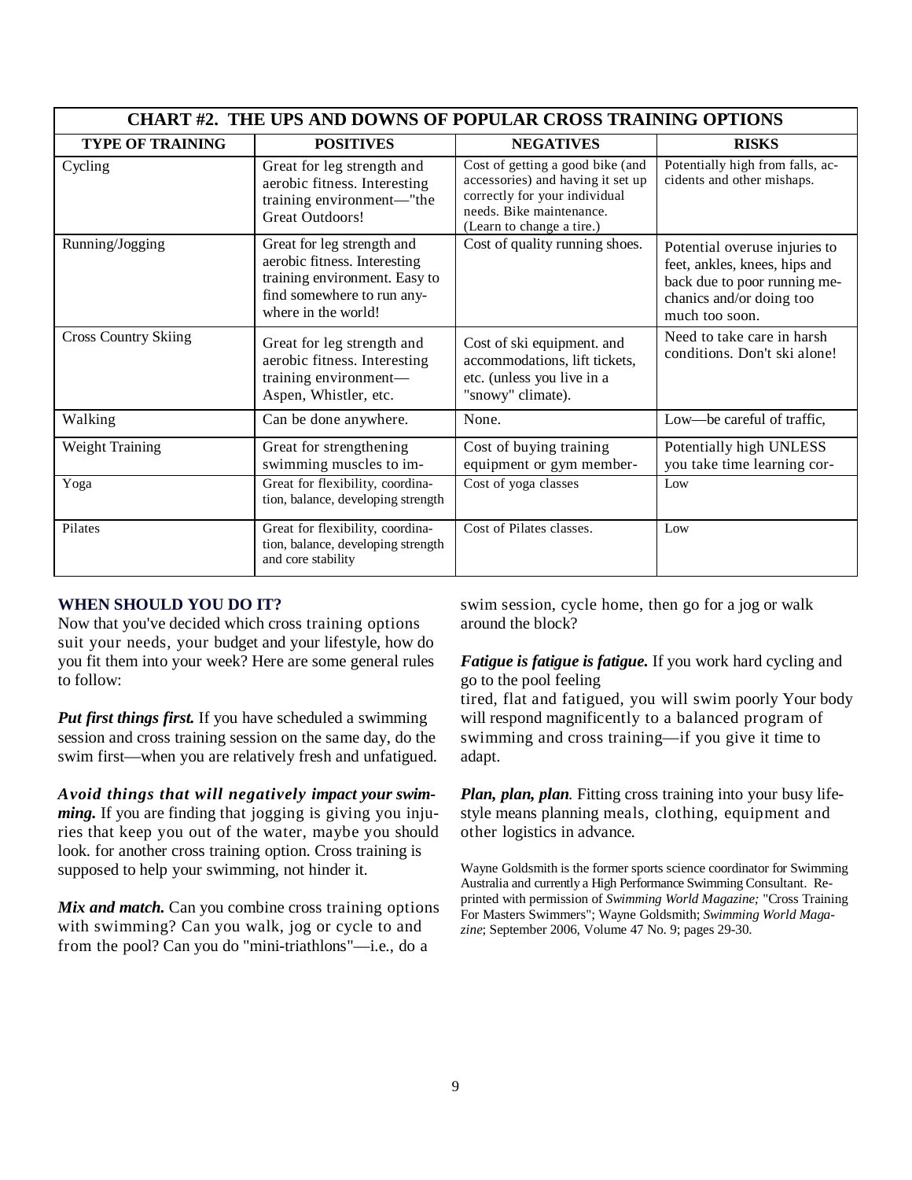| CHART #2. THE UPS AND DOWNS OF POPULAR CROSS TRAINING OPTIONS | | | |
|---|---|---|---|
| **TYPE OF TRAINING** | **POSITIVES** | **NEGATIVES** | **RISKS** |
| Cycling | Great for leg strength and aerobic fitness. Interesting training environment—"the Great Outdoors! | Cost of getting a good bike (and accessories) and having it set up correctly for your individual needs. Bike maintenance. (Learn to change a tire.) | Potentially high from falls, accidents and other mishaps. |
| Running/Jogging | Great for leg strength and aerobic fitness. Interesting training environment. Easy to find somewhere to run anywhere in the world! | Cost of quality running shoes. | Potential overuse injuries to feet, ankles, knees, hips and back due to poor running mechanics and/or doing too much too soon. |
| Cross Country Skiing | Great for leg strength and aerobic fitness. Interesting training environment—Aspen, Whistler, etc. | Cost of ski equipment. and accommodations, lift tickets, etc. (unless you live in a "snowy" climate). | Need to take care in harsh conditions. Don't ski alone! |
| Walking | Can be done anywhere. | None. | Low—be careful of traffic, |
| Weight Training | Great for strengthening swimming muscles to im- | Cost of buying training equipment or gym member- | Potentially high UNLESS you take time learning cor- |
| Yoga | Great for flexibility, coordination, balance, developing strength | Cost of yoga classes | Low |
| Pilates | Great for flexibility, coordination, balance, developing strength and core stability | Cost of Pilates classes. | Low |

## WHEN SHOULD YOU DO IT?

Now that you've decided which cross training options suit your needs, your budget and your lifestyle, how do you fit them into your week? Here are some general rules to follow:

***Put first things first.*** If you have scheduled a swimming session and cross training session on the same day, do the swim first—when you are relatively fresh and unfatigued.

***Avoid things that will negatively impact your swimming.*** If you are finding that jogging is giving you injuries that keep you out of the water, maybe you should look. for another cross training option. Cross training is supposed to help your swimming, not hinder it.

***Mix and match.*** Can you combine cross training options with swimming? Can you walk, jog or cycle to and from the pool? Can you do "mini-triathlons"—i.e., do a swim session, cycle home, then go for a jog or walk around the block?

***Fatigue is fatigue is fatigue.*** If you work hard cycling and go to the pool feeling tired, flat and fatigued, you will swim poorly Your body will respond magnificently to a balanced program of swimming and cross training—if you give it time to adapt.

***Plan, plan, plan.*** Fitting cross training into your busy lifestyle means planning meals, clothing, equipment and other logistics in advance.

Wayne Goldsmith is the former sports science coordinator for Swimming Australia and currently a High Performance Swimming Consultant. Reprinted with permission of *Swimming World Magazine;* "Cross Training For Masters Swimmers"; Wayne Goldsmith; *Swimming World Magazine*; September 2006, Volume 47 No. 9; pages 29-30.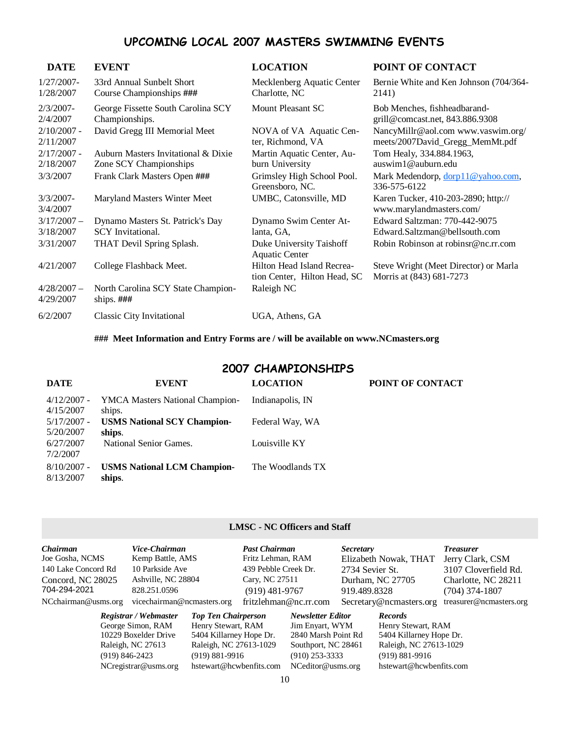## UPCOMING LOCAL 2007 MASTERS SWIMMING EVENTS

| DATE | EVENT | LOCATION | POINT OF CONTACT |
|---|---|---|---|
| 1/27/2007-1/28/2007 | 33rd Annual Sunbelt Short Course Championships ### | Mecklenberg Aquatic Center Charlotte, NC | Bernie White and Ken Johnson (704/364-2141) |
| 2/3/2007-2/4/2007 | George Fissette South Carolina SCY Championships. | Mount Pleasant SC | Bob Menches, fishheadbarand-grill@comcast.net, 843.886.9308 |
| 2/10/2007 - 2/11/2007 | David Gregg III Memorial Meet | NOVA of VA Aquatic Center, Richmond, VA | NancyMillr@aol.com www.vaswim.org/meets/2007David_Gregg_MemMt.pdf |
| 2/17/2007 - 2/18/2007 | Auburn Masters Invitational & Dixie Zone SCY Championships | Martin Aquatic Center, Auburn University | Tom Healy, 334.884.1963, auswim1@auburn.edu |
| 3/3/2007 | Frank Clark Masters Open ### | Grimsley High School Pool. Greensboro, NC. | Mark Medendorp, dorp11@yahoo.com, 336-575-6122 |
| 3/3/2007-3/4/2007 | Maryland Masters Winter Meet | UMBC, Catonsville, MD | Karen Tucker, 410-203-2890; http://www.marylandmasters.com/ |
| 3/17/2007 – 3/18/2007 | Dynamo Masters St. Patrick's Day SCY Invitational. | Dynamo Swim Center Atlanta, GA, | Edward Saltzman: 770-442-9075 Edward.Saltzman@bellsouth.com |
| 3/31/2007 | THAT Devil Spring Splash. | Duke University Taishoff Aquatic Center | Robin Robinson at robinsr@nc.rr.com |
| 4/21/2007 | College Flashback Meet. | Hilton Head Island Recreation Center, Hilton Head, SC | Steve Wright (Meet Director) or Marla Morris at (843) 681-7273 |
| 4/28/2007 – 4/29/2007 | North Carolina SCY State Championships. ### | Raleigh NC | |
| 6/2/2007 | Classic City Invitational | UGA, Athens, GA | |

**### Meet Information and Entry Forms are / will be available on www.NCmasters.org**

## 2007 CHAMPIONSHIPS

| DATE | EVENT | LOCATION | POINT OF CONTACT |
|---|---|---|---|
| 4/12/2007 - 4/15/2007 | YMCA Masters National Championships. | Indianapolis, IN | |
| 5/17/2007 - 5/20/2007 | **USMS National SCY Championships**. | Federal Way, WA | |
| 6/27/2007 7/2/2007 | National Senior Games. | Louisville KY | |
| 8/10/2007 - 8/13/2007 | **USMS National LCM Championships**. | The Woodlands TX | |

### LMSC - NC Officers and Staff

***Chairman***
Joe Gosha, NCMS
140 Lake Concord Rd
Concord, NC 28025
704-294-2021
NCchairman@usms.org

***Vice-Chairman***
Kemp Battle, AMS
10 Parkside Ave
Ashville, NC 28804
828.251.0596
vicechairman@ncmasters.org

***Past Chairman***
Fritz Lehman, RAM
439 Pebble Creek Dr.
Cary, NC 27511
(919) 481-9767
fritzlehman@nc.rr.com

***Secretary***
Elizabeth Nowak, THAT
2734 Sevier St.
Durham, NC 27705
919.489.8328
Secretary@ncmasters.org

***Treasurer***
Jerry Clark, CSM
3107 Cloverfield Rd.
Charlotte, NC 28211
(704) 374-1807
treasurer@ncmasters.org

***Registrar / Webmaster***
George Simon, RAM
10229 Boxelder Drive
Raleigh, NC 27613
(919) 846-2423
NCregistrar@usms.org

***Top Ten Chairperson***
Henry Stewart, RAM
5404 Killarney Hope Dr.
Raleigh, NC 27613-1029
(919) 881-9916
hstewart@hcwbenfits.com

***Newsletter Editor***
Jim Enyart, WYM
2840 Marsh Point Rd
Southport, NC 28461
(910) 253-3333
NCeditor@usms.org

***Records***
Henry Stewart, RAM
5404 Killarney Hope Dr.
Raleigh, NC 27613-1029
(919) 881-9916
hstewart@hcwbenfits.com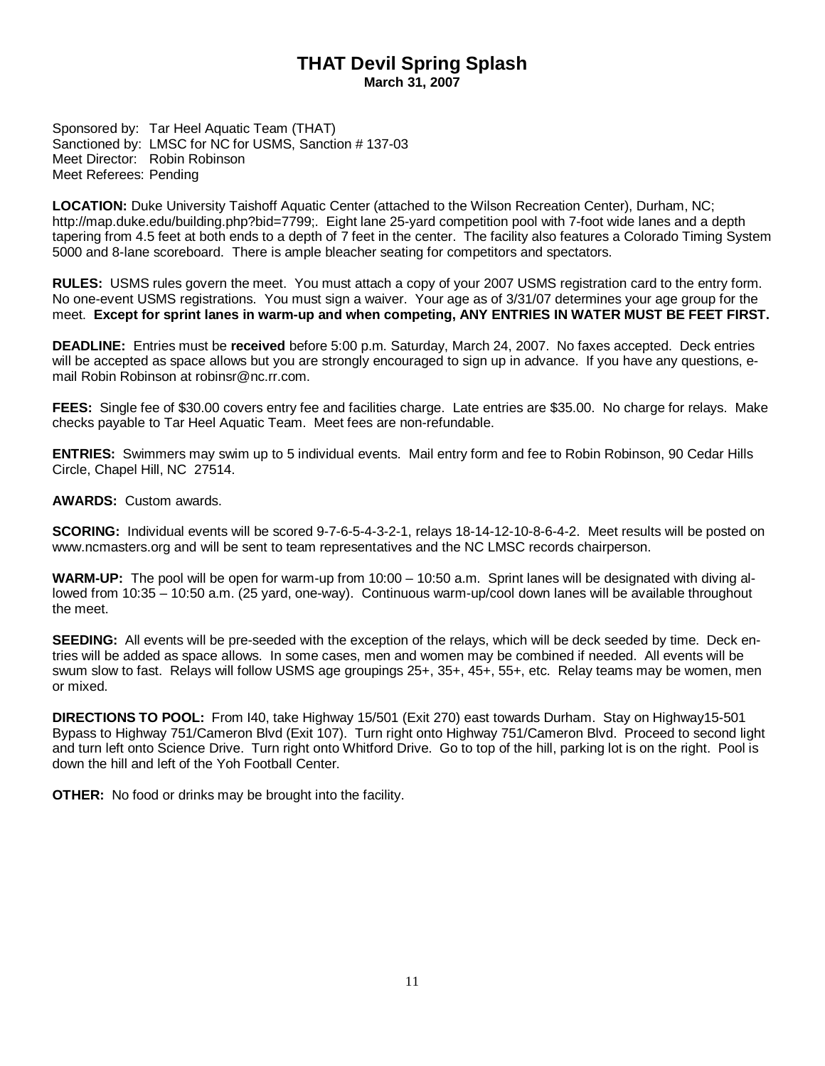# THAT Devil Spring Splash

**March 31, 2007**

Sponsored by: Tar Heel Aquatic Team (THAT)
Sanctioned by: LMSC for NC for USMS, Sanction # 137-03
Meet Director: Robin Robinson
Meet Referees: Pending

**LOCATION:** Duke University Taishoff Aquatic Center (attached to the Wilson Recreation Center), Durham, NC; http://map.duke.edu/building.php?bid=7799;. Eight lane 25-yard competition pool with 7-foot wide lanes and a depth tapering from 4.5 feet at both ends to a depth of 7 feet in the center. The facility also features a Colorado Timing System 5000 and 8-lane scoreboard. There is ample bleacher seating for competitors and spectators.

**RULES:** USMS rules govern the meet. You must attach a copy of your 2007 USMS registration card to the entry form. No one-event USMS registrations. You must sign a waiver. Your age as of 3/31/07 determines your age group for the meet. **Except for sprint lanes in warm-up and when competing, ANY ENTRIES IN WATER MUST BE FEET FIRST.**

**DEADLINE:** Entries must be **received** before 5:00 p.m. Saturday, March 24, 2007. No faxes accepted. Deck entries will be accepted as space allows but you are strongly encouraged to sign up in advance. If you have any questions, e-mail Robin Robinson at robinsr@nc.rr.com.

**FEES:** Single fee of $30.00 covers entry fee and facilities charge. Late entries are $35.00. No charge for relays. Make checks payable to Tar Heel Aquatic Team. Meet fees are non-refundable.

**ENTRIES:** Swimmers may swim up to 5 individual events. Mail entry form and fee to Robin Robinson, 90 Cedar Hills Circle, Chapel Hill, NC 27514.

**AWARDS:** Custom awards.

**SCORING:** Individual events will be scored 9-7-6-5-4-3-2-1, relays 18-14-12-10-8-6-4-2. Meet results will be posted on www.ncmasters.org and will be sent to team representatives and the NC LMSC records chairperson.

**WARM-UP:** The pool will be open for warm-up from 10:00 – 10:50 a.m. Sprint lanes will be designated with diving allowed from 10:35 – 10:50 a.m. (25 yard, one-way). Continuous warm-up/cool down lanes will be available throughout the meet.

**SEEDING:** All events will be pre-seeded with the exception of the relays, which will be deck seeded by time. Deck entries will be added as space allows. In some cases, men and women may be combined if needed. All events will be swum slow to fast. Relays will follow USMS age groupings 25+, 35+, 45+, 55+, etc. Relay teams may be women, men or mixed.

**DIRECTIONS TO POOL:** From I40, take Highway 15/501 (Exit 270) east towards Durham. Stay on Highway15-501 Bypass to Highway 751/Cameron Blvd (Exit 107). Turn right onto Highway 751/Cameron Blvd. Proceed to second light and turn left onto Science Drive. Turn right onto Whitford Drive. Go to top of the hill, parking lot is on the right. Pool is down the hill and left of the Yoh Football Center.

**OTHER:** No food or drinks may be brought into the facility.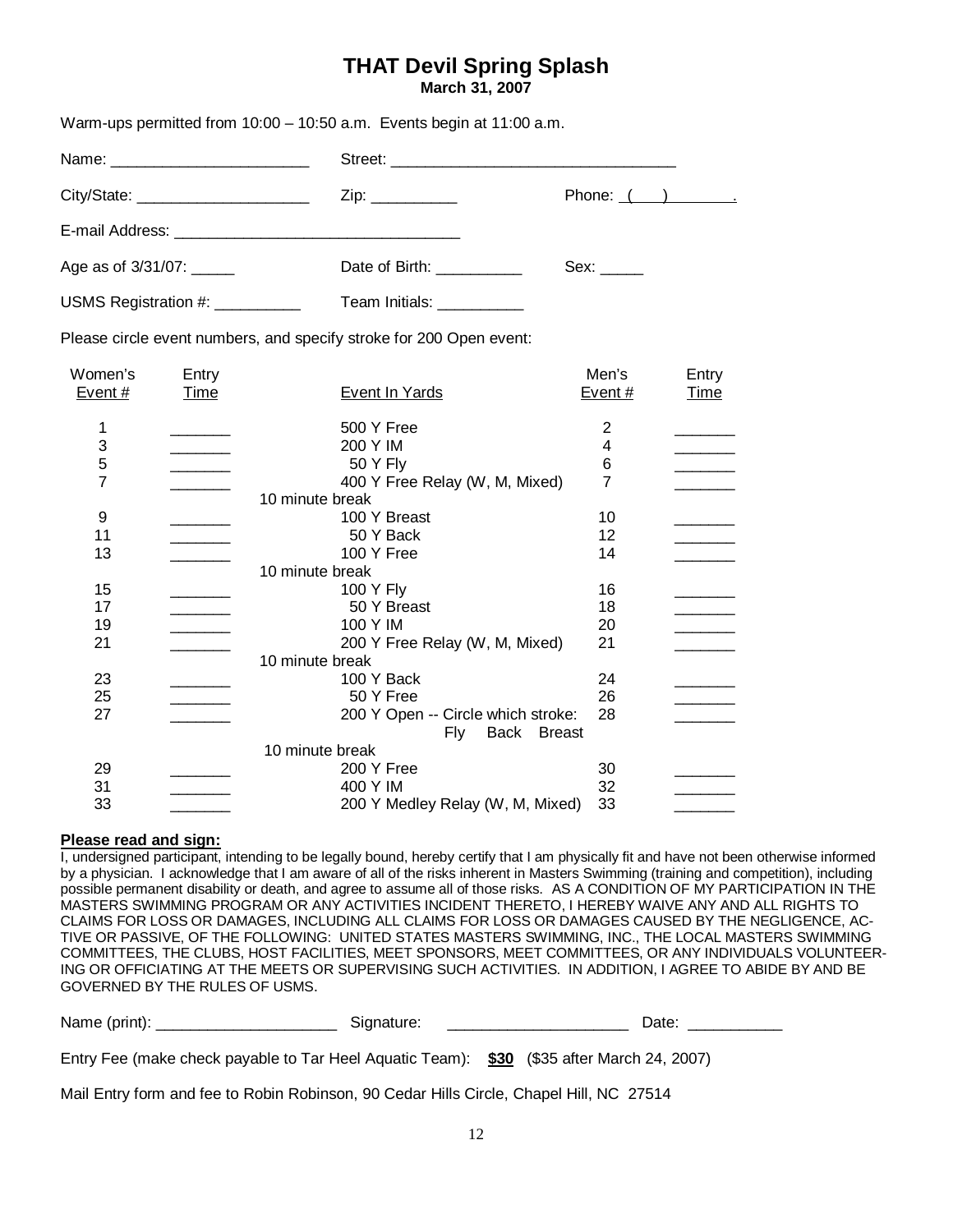# THAT Devil Spring Splash

**March 31, 2007**

Warm-ups permitted from 10:00 – 10:50 a.m. Events begin at 11:00 a.m.

Name: _______________________ Street: _________________________________

City/State: ____________________ Zip: __________ Phone: ( ) .

E-mail Address: _________________________________

Age as of 3/31/07: _____ Date of Birth: __________ Sex: _____

USMS Registration #: __________ Team Initials: __________

Please circle event numbers, and specify stroke for 200 Open event:

| Women's Event # | Entry Time | Event In Yards | Men's Event # | Entry Time |
|---|---|---|---|---|
| 1 | _______ | 500 Y Free | 2 | _______ |
| 3 | _______ | 200 Y IM | 4 | _______ |
| 5 | _______ | 50 Y Fly | 6 | _______ |
| 7 | _______ | 400 Y Free Relay (W, M, Mixed) | 7 | _______ |
| | | 10 minute break | | |
| 9 | _______ | 100 Y Breast | 10 | _______ |
| 11 | _______ | 50 Y Back | 12 | _______ |
| 13 | _______ | 100 Y Free | 14 | _______ |
| | | 10 minute break | | |
| 15 | _______ | 100 Y Fly | 16 | _______ |
| 17 | _______ | 50 Y Breast | 18 | _______ |
| 19 | _______ | 100 Y IM | 20 | _______ |
| 21 | _______ | 200 Y Free Relay (W, M, Mixed) | 21 | _______ |
| | | 10 minute break | | |
| 23 | _______ | 100 Y Back | 24 | _______ |
| 25 | _______ | 50 Y Free | 26 | _______ |
| 27 | _______ | 200 Y Open -- Circle which stroke: Fly Back Breast | 28 | _______ |
| | | 10 minute break | | |
| 29 | _______ | 200 Y Free | 30 | _______ |
| 31 | _______ | 400 Y IM | 32 | _______ |
| 33 | _______ | 200 Y Medley Relay (W, M, Mixed) | 33 | _______ |

**Please read and sign:**

I, undersigned participant, intending to be legally bound, hereby certify that I am physically fit and have not been otherwise informed by a physician. I acknowledge that I am aware of all of the risks inherent in Masters Swimming (training and competition), including possible permanent disability or death, and agree to assume all of those risks. AS A CONDITION OF MY PARTICIPATION IN THE MASTERS SWIMMING PROGRAM OR ANY ACTIVITIES INCIDENT THERETO, I HEREBY WAIVE ANY AND ALL RIGHTS TO CLAIMS FOR LOSS OR DAMAGES, INCLUDING ALL CLAIMS FOR LOSS OR DAMAGES CAUSED BY THE NEGLIGENCE, ACTIVE OR PASSIVE, OF THE FOLLOWING: UNITED STATES MASTERS SWIMMING, INC., THE LOCAL MASTERS SWIMMING COMMITTEES, THE CLUBS, HOST FACILITIES, MEET SPONSORS, MEET COMMITTEES, OR ANY INDIVIDUALS VOLUNTEERING OR OFFICIATING AT THE MEETS OR SUPERVISING SUCH ACTIVITIES. IN ADDITION, I AGREE TO ABIDE BY AND BE GOVERNED BY THE RULES OF USMS.

Name (print): _____________________ Signature: _____________________ Date: ___________

Entry Fee (make check payable to Tar Heel Aquatic Team): **$30** ($35 after March 24, 2007)

Mail Entry form and fee to Robin Robinson, 90 Cedar Hills Circle, Chapel Hill, NC 27514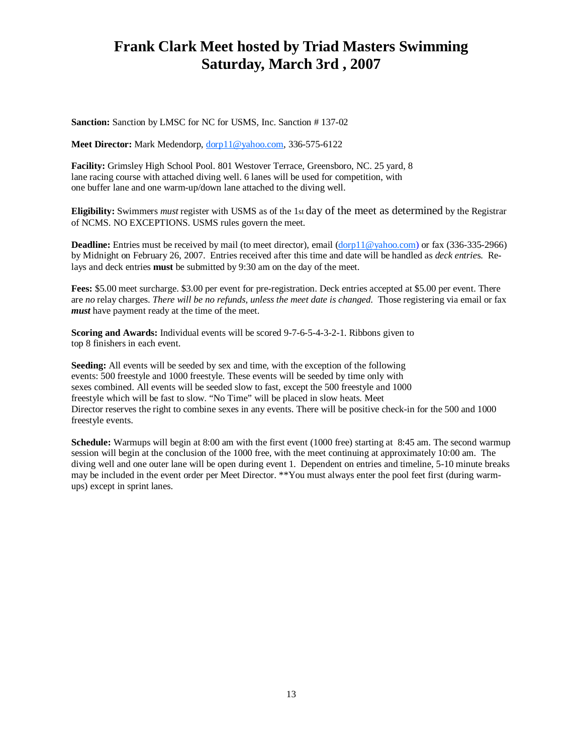# Frank Clark Meet hosted by Triad Masters Swimming
# Saturday, March 3rd , 2007

**Sanction:** Sanction by LMSC for NC for USMS, Inc. Sanction # 137-02

**Meet Director:** Mark Medendorp, dorp11@yahoo.com, 336-575-6122

**Facility:** Grimsley High School Pool. 801 Westover Terrace, Greensboro, NC. 25 yard, 8 lane racing course with attached diving well. 6 lanes will be used for competition, with one buffer lane and one warm-up/down lane attached to the diving well.

**Eligibility:** Swimmers *must* register with USMS as of the 1st day of the meet as determined by the Registrar of NCMS. NO EXCEPTIONS. USMS rules govern the meet.

**Deadline:** Entries must be received by mail (to meet director), email (dorp11@yahoo.com) or fax (336-335-2966) by Midnight on February 26, 2007. Entries received after this time and date will be handled as *deck entries*. Relays and deck entries **must** be submitted by 9:30 am on the day of the meet.

**Fees:** $5.00 meet surcharge. $3.00 per event for pre-registration. Deck entries accepted at $5.00 per event. There are *no* relay charges. *There will be no refunds, unless the meet date is changed.* Those registering via email or fax ***must*** have payment ready at the time of the meet.

**Scoring and Awards:** Individual events will be scored 9-7-6-5-4-3-2-1. Ribbons given to top 8 finishers in each event.

**Seeding:** All events will be seeded by sex and time, with the exception of the following events: 500 freestyle and 1000 freestyle. These events will be seeded by time only with sexes combined. All events will be seeded slow to fast, except the 500 freestyle and 1000 freestyle which will be fast to slow. "No Time" will be placed in slow heats. Meet Director reserves the right to combine sexes in any events. There will be positive check-in for the 500 and 1000 freestyle events.

**Schedule:** Warmups will begin at 8:00 am with the first event (1000 free) starting at 8:45 am. The second warmup session will begin at the conclusion of the 1000 free, with the meet continuing at approximately 10:00 am. The diving well and one outer lane will be open during event 1. Dependent on entries and timeline, 5-10 minute breaks may be included in the event order per Meet Director. **You must always enter the pool feet first (during warm-ups) except in sprint lanes.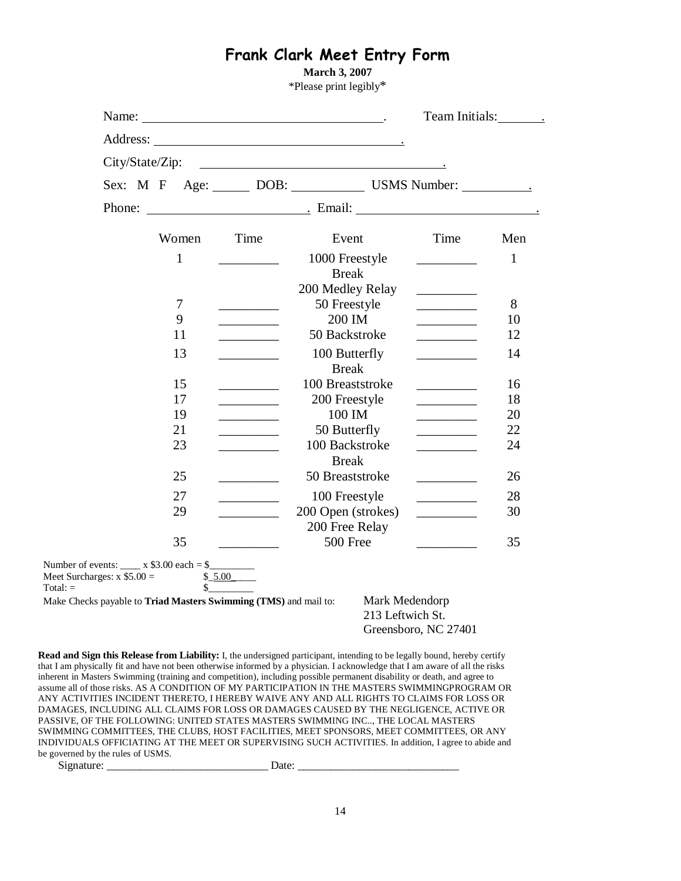# Frank Clark Meet Entry Form

**March 3, 2007**

*Please print legibly*

Name: ____________________________________. Team Initials: _______.

Address: ____________________________________.

City/State/Zip: ____________________________________.

Sex: M F Age: ______ DOB: ___________ USMS Number: __________.

Phone: ________________________. Email: ____________________________.

| Women | Time | Event | Time | Men |
|---|---|---|---|---|
| 1 | _________ | 1000 Freestyle | _________ | 1 |
| | | Break | | |
| | | 200 Medley Relay | _________ | |
| 7 | _________ | 50 Freestyle | _________ | 8 |
| 9 | _________ | 200 IM | _________ | 10 |
| 11 | _________ | 50 Backstroke | _________ | 12 |
| 13 | _________ | 100 Butterfly | _________ | 14 |
| | | Break | | |
| 15 | _________ | 100 Breaststroke | _________ | 16 |
| 17 | _________ | 200 Freestyle | _________ | 18 |
| 19 | _________ | 100 IM | _________ | 20 |
| 21 | _________ | 50 Butterfly | _________ | 22 |
| 23 | _________ | 100 Backstroke | _________ | 24 |
| | | Break | | |
| 25 | _________ | 50 Breaststroke | _________ | 26 |
| 27 | _________ | 100 Freestyle | _________ | 28 |
| 29 | _________ | 200 Open (strokes) | _________ | 30 |
| | | 200 Free Relay | | |
| 35 | _________ | 500 Free | _________ | 35 |

Number of events: ____ x $3.00 each = $_________
Meet Surcharges: x $5.00 = $_5.00_____
Total: = $_________

Make Checks payable to **Triad Masters Swimming (TMS)** and mail to:

Mark Medendorp
213 Leftwich St.
Greensboro, NC 27401

**Read and Sign this Release from Liability:** I, the undersigned participant, intending to be legally bound, hereby certify that I am physically fit and have not been otherwise informed by a physician. I acknowledge that I am aware of all the risks inherent in Masters Swimming (training and competition), including possible permanent disability or death, and agree to assume all of those risks. AS A CONDITION OF MY PARTICIPATION IN THE MASTERS SWIMMINGPROGRAM OR ANY ACTIVITIES INCIDENT THERETO, I HEREBY WAIVE ANY AND ALL RIGHTS TO CLAIMS FOR LOSS OR DAMAGES, INCLUDING ALL CLAIMS FOR LOSS OR DAMAGES CAUSED BY THE NEGLIGENCE, ACTIVE OR PASSIVE, OF THE FOLLOWING: UNITED STATES MASTERS SWIMMING INC.., THE LOCAL MASTERS SWIMMING COMMITTEES, THE CLUBS, HOST FACILITIES, MEET SPONSORS, MEET COMMITTEES, OR ANY INDIVIDUALS OFFICIATING AT THE MEET OR SUPERVISING SUCH ACTIVITIES. In addition, I agree to abide and be governed by the rules of USMS.

Signature: _____________________________ Date: _____________________________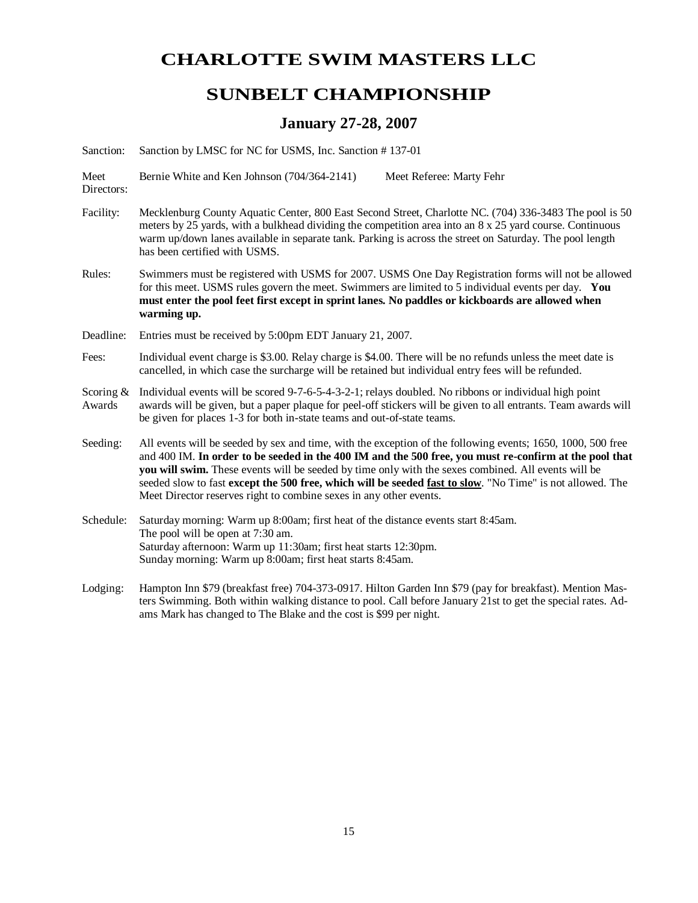# CHARLOTTE SWIM MASTERS LLC

# SUNBELT CHAMPIONSHIP

## January 27-28, 2007

**Sanction:** Sanction by LMSC for NC for USMS, Inc. Sanction # 137-01

**Meet Directors:** Bernie White and Ken Johnson (704/364-2141) Meet Referee: Marty Fehr

**Facility:** Mecklenburg County Aquatic Center, 800 East Second Street, Charlotte NC. (704) 336-3483 The pool is 50 meters by 25 yards, with a bulkhead dividing the competition area into an 8 x 25 yard course. Continuous warm up/down lanes available in separate tank. Parking is across the street on Saturday. The pool length has been certified with USMS.

**Rules:** Swimmers must be registered with USMS for 2007. USMS One Day Registration forms will not be allowed for this meet. USMS rules govern the meet. Swimmers are limited to 5 individual events per day. **You must enter the pool feet first except in sprint lanes. No paddles or kickboards are allowed when warming up.**

**Deadline:** Entries must be received by 5:00pm EDT January 21, 2007.

**Fees:** Individual event charge is $3.00. Relay charge is $4.00. There will be no refunds unless the meet date is cancelled, in which case the surcharge will be retained but individual entry fees will be refunded.

**Scoring & Awards:** Individual events will be scored 9-7-6-5-4-3-2-1; relays doubled. No ribbons or individual high point awards will be given, but a paper plaque for peel-off stickers will be given to all entrants. Team awards will be given for places 1-3 for both in-state teams and out-of-state teams.

**Seeding:** All events will be seeded by sex and time, with the exception of the following events; 1650, 1000, 500 free and 400 IM. **In order to be seeded in the 400 IM and the 500 free, you must re-confirm at the pool that you will swim.** These events will be seeded by time only with the sexes combined. All events will be seeded slow to fast **except the 500 free, which will be seeded fast to slow**. "No Time" is not allowed. The Meet Director reserves right to combine sexes in any other events.

**Schedule:** Saturday morning: Warm up 8:00am; first heat of the distance events start 8:45am.
The pool will be open at 7:30 am.
Saturday afternoon: Warm up 11:30am; first heat starts 12:30pm.
Sunday morning: Warm up 8:00am; first heat starts 8:45am.

**Lodging:** Hampton Inn $79 (breakfast free) 704-373-0917. Hilton Garden Inn $79 (pay for breakfast). Mention Masters Swimming. Both within walking distance to pool. Call before January 21st to get the special rates. Adams Mark has changed to The Blake and the cost is $99 per night.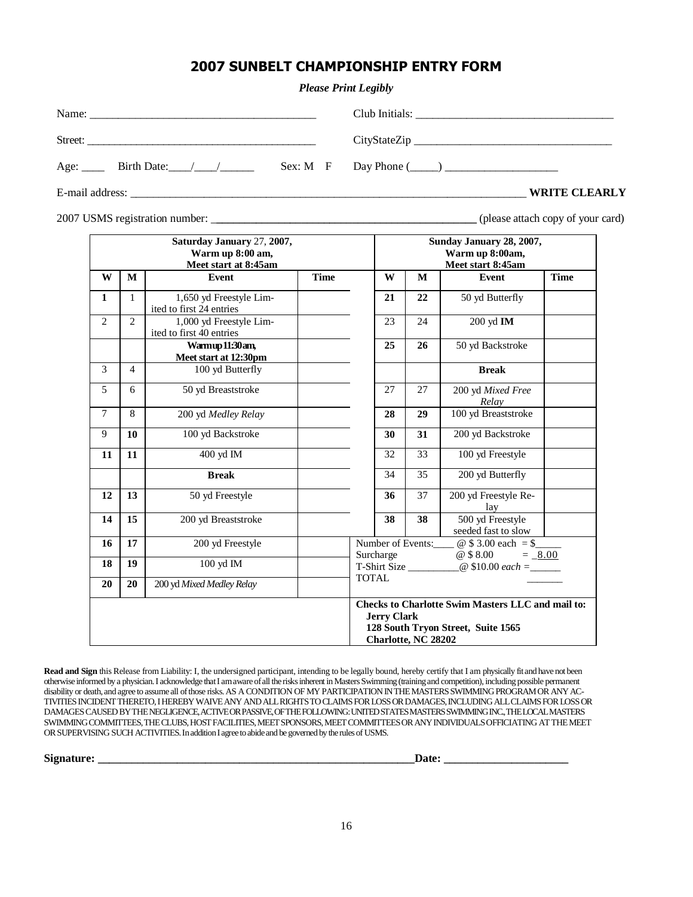# 2007 SUNBELT CHAMPIONSHIP ENTRY FORM

***Please Print Legibly***

Name: ________________________________________ Club Initials: __________________________________

Street: ________________________________________ CityStateZip __________________________________

Age: ____ Birth Date:____/____/______ Sex: M F Day Phone (_____) ____________________

E-mail address: ______________________________________________________________________ **WRITE CLEARLY**

2007 USMS registration number: **______________________________________________** (please attach copy of your card)

| **Saturday January** 27, **2007, Warm up 8:00 am, Meet start at 8:45am** | | | | | **Sunday January 28, 2007, Warm up 8:00am, Meet start 8:45am** | | | |
|---|---|---|---|---|---|---|---|---|
| **W** | **M** | **Event** | **Time** | | **W** | **M** | **Event** | **Time** |
| **1** | 1 | 1,650 yd Freestyle Limited to first 24 entries | | | **21** | **22** | 50 yd Butterfly | |
| 2 | 2 | 1,000 yd Freestyle Limited to first 40 entries | | | 23 | 24 | 200 yd **IM** | |
| | | **Warmup 11:30am, Meet start at 12:30pm** | | | **25** | **26** | 50 yd Backstroke | |
| 3 | 4 | 100 yd Butterfly | | | | | **Break** | |
| 5 | 6 | 50 yd Breaststroke | | | 27 | 27 | 200 yd *Mixed Free Relay* | |
| 7 | 8 | 200 yd *Medley Relay* | | | **28** | **29** | 100 yd Breaststroke | |
| 9 | **10** | 100 yd Backstroke | | | **30** | **31** | 200 yd Backstroke | |
| **11** | **11** | 400 yd IM | | | 32 | 33 | 100 yd Freestyle | |
| | | **Break** | | | 34 | 35 | 200 yd Butterfly | |
| **12** | **13** | 50 yd Freestyle | | | **36** | 37 | 200 yd Freestyle Relay | |
| **14** | **15** | 200 yd Breaststroke | | | **38** | **38** | 500 yd Freestyle seeded fast to slow | |
| **16** | **17** | 200 yd Freestyle | | Number of Events:____ @ $ 3.00 each = $_____ | | | | |
| **18** | **19** | 100 yd IM | | Surcharge @ $ 8.00 = _8.00 | | | | |
| | | | | T-Shirt Size __________@ $10.00 *each* =______ | | | | |
| **20** | **20** | 200 yd *Mixed Medley Relay* | | TOTAL _______ | | | | |
| | | | | **Checks to Charlotte Swim Masters LLC and mail to: Jerry Clark, 128 South Tryon Street, Suite 1565, Charlotte, NC 28202** | | | | |

**Read and Sign** this Release from Liability: I, the undersigned participant, intending to be legally bound, hereby certify that I am physically fit and have not been otherwise informed by a physician. I acknowledge that I am aware of all the risks inherent in Masters Swimming (training and competition), including possible permanent disability or death, and agree to assume all of those risks. AS A CONDITION OF MY PARTICIPATION IN THE MASTERS SWIMMING PROGRAM OR ANY ACTIVITIES INCIDENT THERETO, I HEREBY WAIVE ANY AND ALL RIGHTS TO CLAIMS FOR LOSS OR DAMAGES, INCLUDING ALL CLAIMS FOR LOSS OR DAMAGES CAUSED BY THE NEGLIGENCE, ACTIVE OR PASSIVE, OF THE FOLLOWING: UNITED STATES MASTERS SWIMMING INC., THE LOCAL MASTERS SWIMMING COMMITTEES, THE CLUBS, HOST FACILITIES, MEET SPONSORS, MEET COMMITTEES OR ANY INDIVIDUALS OFFICIATING AT THE MEET OR SUPERVISING SUCH ACTIVITIES. In addition I agree to abide and be governed by the rules of USMS.

**Signature: ____________________________________________________________Date: ______________________**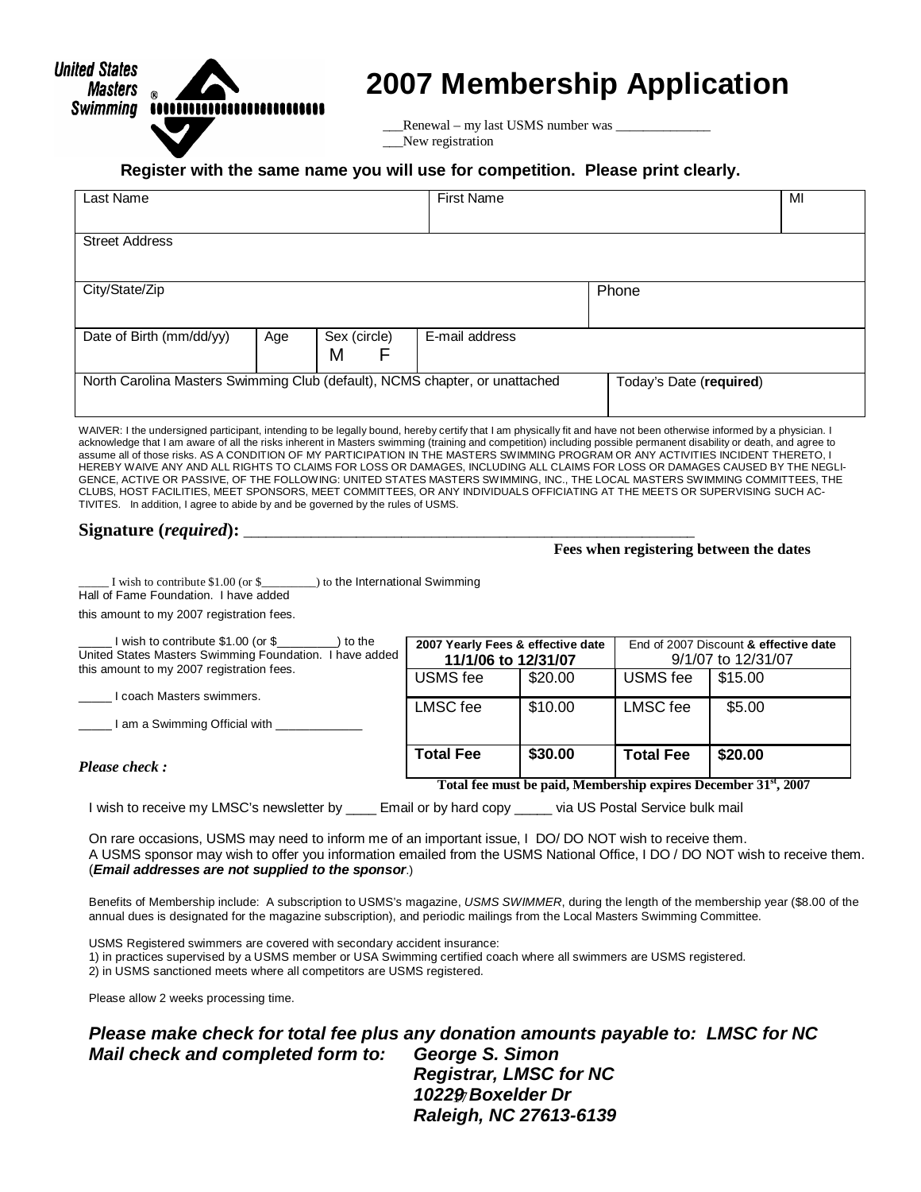United States Masters Swimming ®

# 2007 Membership Application

___Renewal – my last USMS number was ______________
___New registration

**Register with the same name you will use for competition. Please print clearly.**

| Last Name | | | First Name | | MI |
|---|---|---|---|---|---|
| Street Address | | | | | |
| City/State/Zip | | | | Phone | |
| Date of Birth (mm/dd/yy) | Age | Sex (circle) M F | E-mail address | | |
| North Carolina Masters Swimming Club (default), NCMS chapter, or unattached | | | | Today's Date (**required**) | |

WAIVER: I the undersigned participant, intending to be legally bound, hereby certify that I am physically fit and have not been otherwise informed by a physician. I acknowledge that I am aware of all the risks inherent in Masters swimming (training and competition) including possible permanent disability or death, and agree to assume all of those risks. AS A CONDITION OF MY PARTICIPATION IN THE MASTERS SWIMMING PROGRAM OR ANY ACTIVITIES INCIDENT THERETO, I HEREBY WAIVE ANY AND ALL RIGHTS TO CLAIMS FOR LOSS OR DAMAGES, INCLUDING ALL CLAIMS FOR LOSS OR DAMAGES CAUSED BY THE NEGLIGENCE, ACTIVE OR PASSIVE, OF THE FOLLOWING: UNITED STATES MASTERS SWIMMING, INC., THE LOCAL MASTERS SWIMMING COMMITTEES, THE CLUBS, HOST FACILITIES, MEET SPONSORS, MEET COMMITTEES, OR ANY INDIVIDUALS OFFICIATING AT THE MEETS OR SUPERVISING SUCH ACTIVITIES. In addition, I agree to abide by and be governed by the rules of USMS.

**Signature (*required*):** ___________________________________________________

_____ I wish to contribute $1.00 (or $_________) to the International Swimming Hall of Fame Foundation. I have added this amount to my 2007 registration fees.

_____ I wish to contribute $1.00 (or $_________) to the United States Masters Swimming Foundation. I have added this amount to my 2007 registration fees.

_____ I coach Masters swimmers.

_____ I am a Swimming Official with _____________

***Please check :***

**Fees when registering between the dates**

| 2007 Yearly Fees & effective date 11/1/06 to 12/31/07 | | End of 2007 Discount & effective date 9/1/07 to 12/31/07 | |
|---|---|---|---|
| USMS fee | $20.00 | USMS fee | $15.00 |
| LMSC fee | $10.00 | LMSC fee | $5.00 |
| **Total Fee** | **$30.00** | **Total Fee** | **$20.00** |

**Total fee must be paid, Membership expires December 31st, 2007**

I wish to receive my LMSC's newsletter by ____ Email or by hard copy _____ via US Postal Service bulk mail

On rare occasions, USMS may need to inform me of an important issue, I DO/ DO NOT wish to receive them.
A USMS sponsor may wish to offer you information emailed from the USMS National Office, I DO / DO NOT wish to receive them. (***Email addresses are not supplied to the sponsor***.)

Benefits of Membership include: A subscription to USMS's magazine, *USMS SWIMMER*, during the length of the membership year ($8.00 of the annual dues is designated for the magazine subscription), and periodic mailings from the Local Masters Swimming Committee.

USMS Registered swimmers are covered with secondary accident insurance:
1) in practices supervised by a USMS member or USA Swimming certified coach where all swimmers are USMS registered.
2) in USMS sanctioned meets where all competitors are USMS registered.

Please allow 2 weeks processing time.

***Please make check for total fee plus any donation amounts payable to: LMSC for NC***
***Mail check and completed form to: George S. Simon***
***Registrar, LMSC for NC***
***10229 Boxelder Dr***
***Raleigh, NC 27613-6139***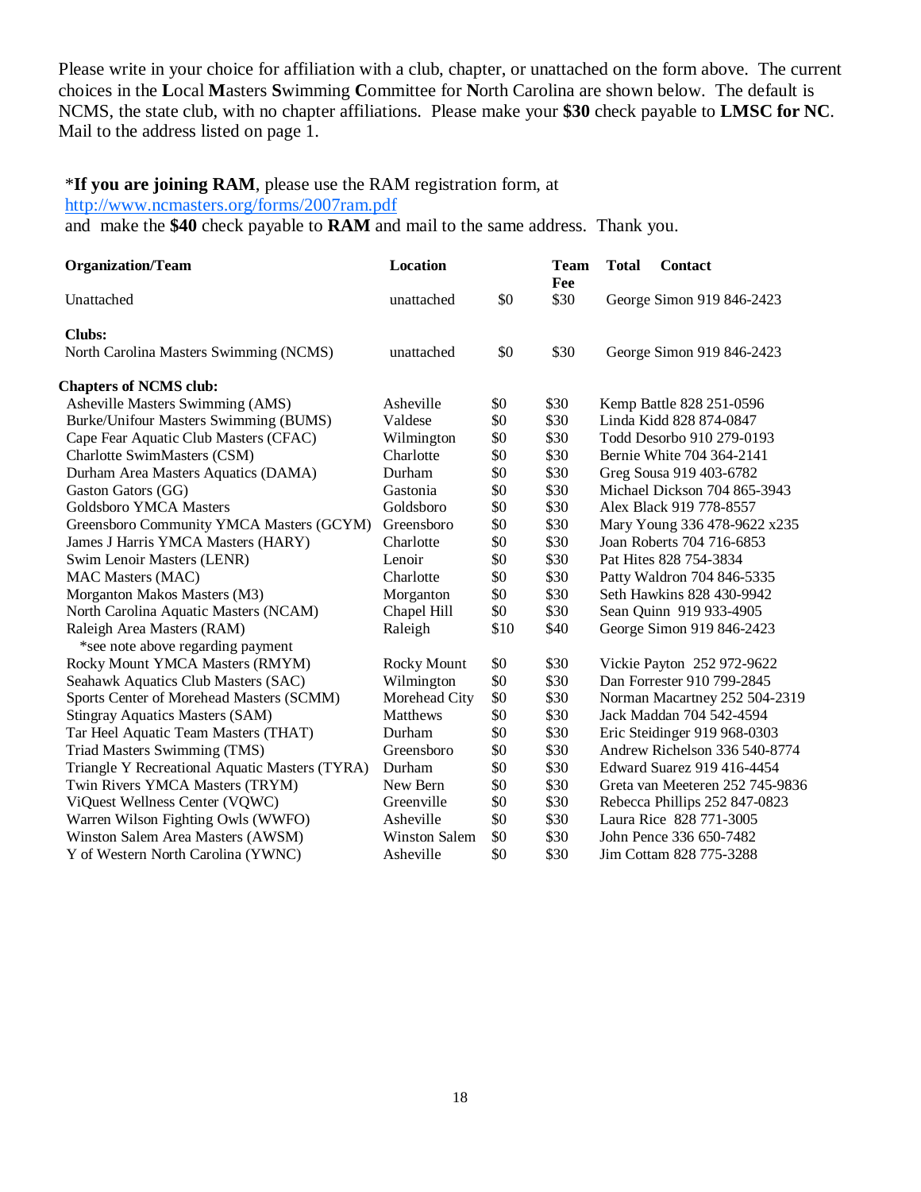Please write in your choice for affiliation with a club, chapter, or unattached on the form above. The current choices in the **L**ocal **M**asters **S**wimming **C**ommittee for **N**orth Carolina are shown below. The default is NCMS, the state club, with no chapter affiliations. Please make your **$30** check payable to **LMSC for NC**. Mail to the address listed on page 1.

*__If you are joining RAM__, please use the RAM registration form, at http://www.ncmasters.org/forms/2007ram.pdf and make the **$40** check payable to **RAM** and mail to the same address. Thank you.

| Organization/Team | Location | Team Fee | Total | Contact |
|---|---|---|---|---|
| Unattached | unattached | $0 | $30 | George Simon 919 846-2423 |
| **Clubs:** | | | | |
| North Carolina Masters Swimming (NCMS) | unattached | $0 | $30 | George Simon 919 846-2423 |
| **Chapters of NCMS club:** | | | | |
| Asheville Masters Swimming (AMS) | Asheville | $0 | $30 | Kemp Battle 828 251-0596 |
| Burke/Unifour Masters Swimming (BUMS) | Valdese | $0 | $30 | Linda Kidd 828 874-0847 |
| Cape Fear Aquatic Club Masters (CFAC) | Wilmington | $0 | $30 | Todd Desorbo 910 279-0193 |
| Charlotte SwimMasters (CSM) | Charlotte | $0 | $30 | Bernie White 704 364-2141 |
| Durham Area Masters Aquatics (DAMA) | Durham | $0 | $30 | Greg Sousa 919 403-6782 |
| Gaston Gators (GG) | Gastonia | $0 | $30 | Michael Dickson 704 865-3943 |
| Goldsboro YMCA Masters | Goldsboro | $0 | $30 | Alex Black 919 778-8557 |
| Greensboro Community YMCA Masters (GCYM) | Greensboro | $0 | $30 | Mary Young 336 478-9622 x235 |
| James J Harris YMCA Masters (HARY) | Charlotte | $0 | $30 | Joan Roberts 704 716-6853 |
| Swim Lenoir Masters (LENR) | Lenoir | $0 | $30 | Pat Hites 828 754-3834 |
| MAC Masters (MAC) | Charlotte | $0 | $30 | Patty Waldron 704 846-5335 |
| Morganton Makos Masters (M3) | Morganton | $0 | $30 | Seth Hawkins 828 430-9942 |
| North Carolina Aquatic Masters (NCAM) | Chapel Hill | $0 | $30 | Sean Quinn 919 933-4905 |
| Raleigh Area Masters (RAM) *see note above regarding payment | Raleigh | $10 | $40 | George Simon 919 846-2423 |
| Rocky Mount YMCA Masters (RMYM) | Rocky Mount | $0 | $30 | Vickie Payton 252 972-9622 |
| Seahawk Aquatics Club Masters (SAC) | Wilmington | $0 | $30 | Dan Forrester 910 799-2845 |
| Sports Center of Morehead Masters (SCMM) | Morehead City | $0 | $30 | Norman Macartney 252 504-2319 |
| Stingray Aquatics Masters (SAM) | Matthews | $0 | $30 | Jack Maddan 704 542-4594 |
| Tar Heel Aquatic Team Masters (THAT) | Durham | $0 | $30 | Eric Steidinger 919 968-0303 |
| Triad Masters Swimming (TMS) | Greensboro | $0 | $30 | Andrew Richelson 336 540-8774 |
| Triangle Y Recreational Aquatic Masters (TYRA) | Durham | $0 | $30 | Edward Suarez 919 416-4454 |
| Twin Rivers YMCA Masters (TRYM) | New Bern | $0 | $30 | Greta van Meeteren 252 745-9836 |
| ViQuest Wellness Center (VQWC) | Greenville | $0 | $30 | Rebecca Phillips 252 847-0823 |
| Warren Wilson Fighting Owls (WWFO) | Asheville | $0 | $30 | Laura Rice 828 771-3005 |
| Winston Salem Area Masters (AWSM) | Winston Salem | $0 | $30 | John Pence 336 650-7482 |
| Y of Western North Carolina (YWNC) | Asheville | $0 | $30 | Jim Cottam 828 775-3288 |